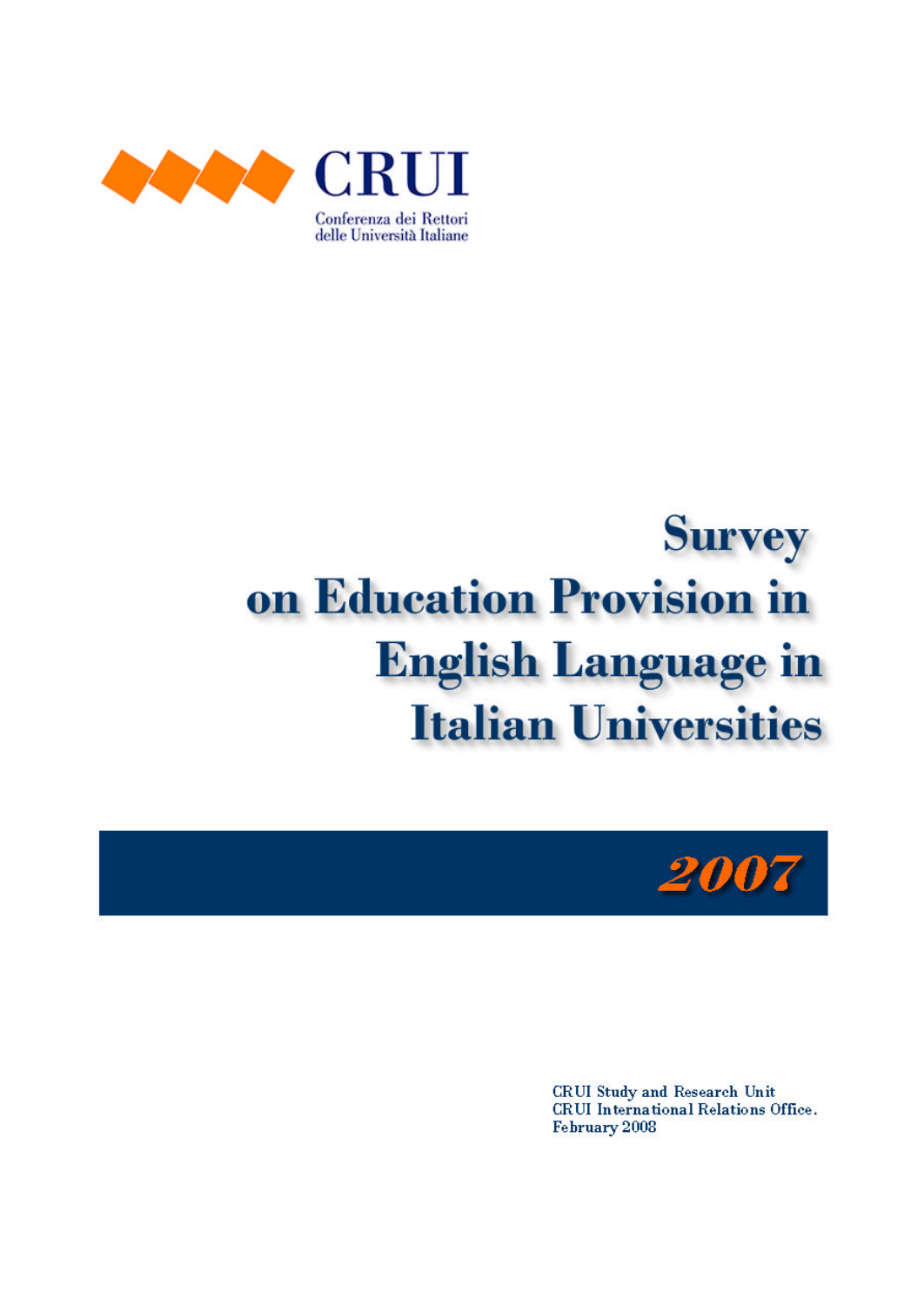CRUI

Conferenza dei Rettori
delle Università Italiane

# Survey on Education Provision in English Language in Italian Universities

## 2007

CRUI Study and Research Unit
CRUI International Relations Office.
February 2008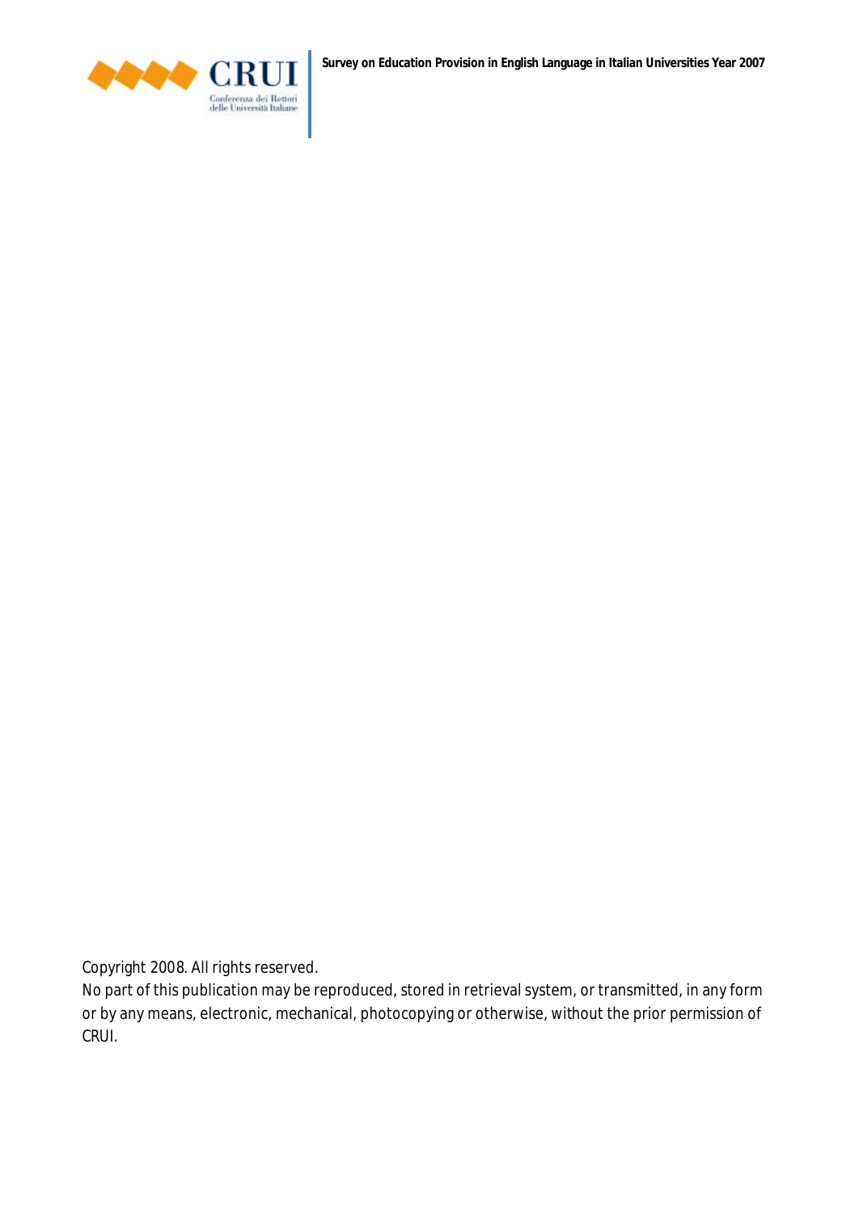Copyright 2008. All rights reserved.

No part of this publication may be reproduced, stored in retrieval system, or transmitted, in any form or by any means, electronic, mechanical, photocopying or otherwise, without the prior permission of CRUI.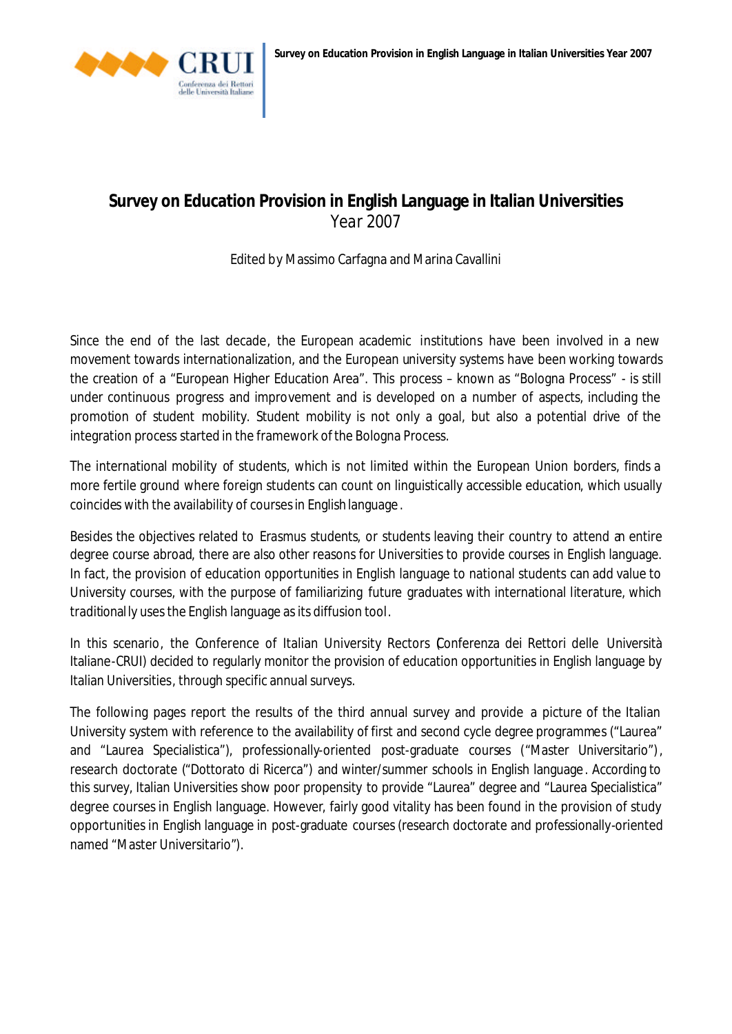# Survey on Education Provision in English Language in Italian Universities

Year 2007

Edited by Massimo Carfagna and Marina Cavallini

Since the end of the last decade, the European academic institutions have been involved in a new movement towards internationalization, and the European university systems have been working towards the creation of a "European Higher Education Area". This process – known as "Bologna Process" - is still under continuous progress and improvement and is developed on a number of aspects, including the promotion of student mobility. Student mobility is not only a goal, but also a potential drive of the integration process started in the framework of the Bologna Process.

The international mobility of students, which is not limited within the European Union borders, finds a more fertile ground where foreign students can count on linguistically accessible education, which usually coincides with the availability of courses in English language.

Besides the objectives related to Erasmus students, or students leaving their country to attend an entire degree course abroad, there are also other reasons for Universities to provide courses in English language. In fact, the provision of education opportunities in English language to national students can add value to University courses, with the purpose of familiarizing future graduates with international literature, which traditionally uses the English language as its diffusion tool.

In this scenario, the Conference of Italian University Rectors (Conferenza dei Rettori delle Università Italiane-CRUI) decided to regularly monitor the provision of education opportunities in English language by Italian Universities, through specific annual surveys.

The following pages report the results of the third annual survey and provide a picture of the Italian University system with reference to the availability of first and second cycle degree programmes ("Laurea" and "Laurea Specialistica"), professionally-oriented post-graduate courses ("Master Universitario"), research doctorate ("Dottorato di Ricerca") and winter/summer schools in English language. According to this survey, Italian Universities show poor propensity to provide "Laurea" degree and "Laurea Specialistica" degree courses in English language. However, fairly good vitality has been found in the provision of study opportunities in English language in post-graduate courses (research doctorate and professionally-oriented named "Master Universitario").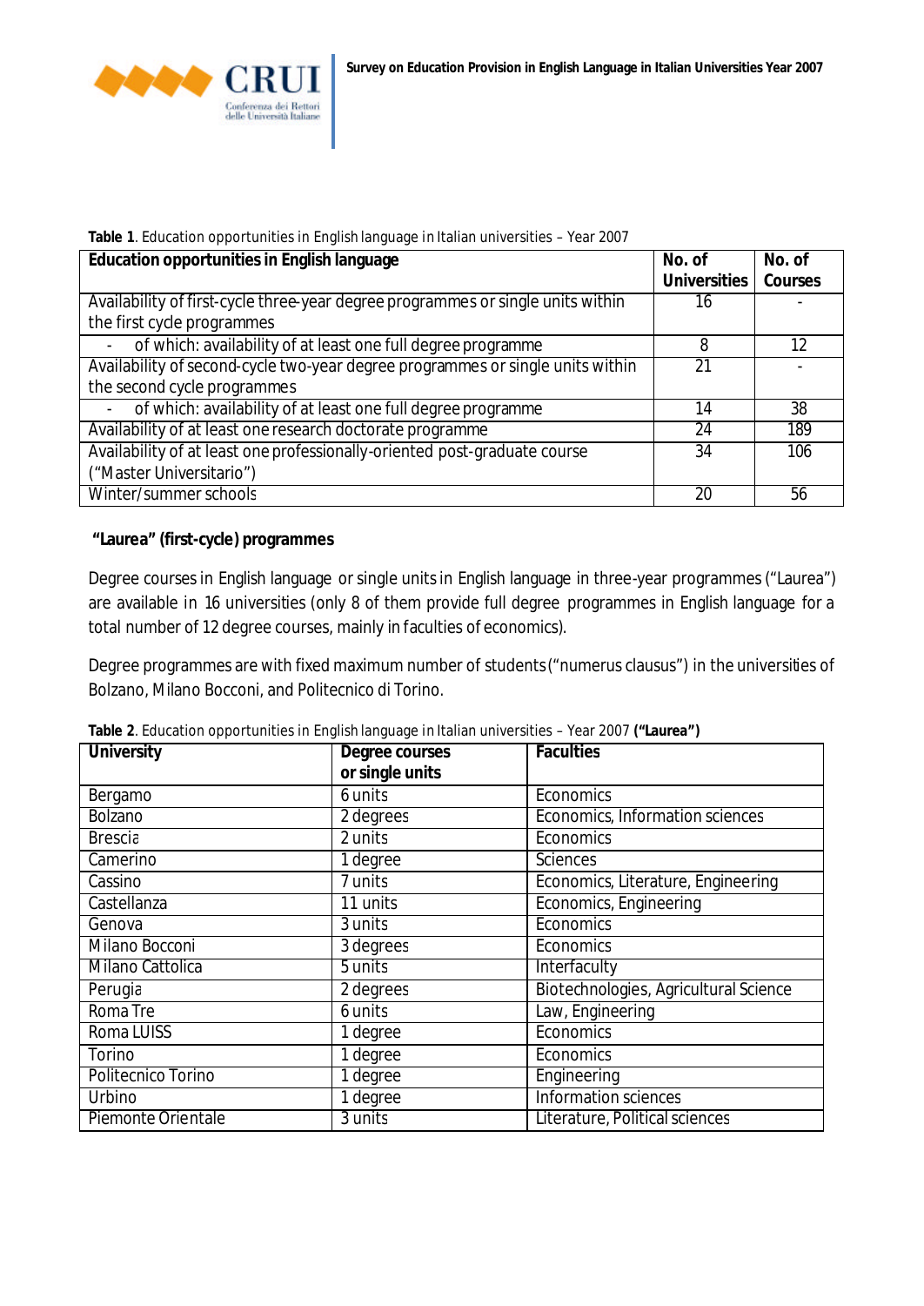**Table 1**. Education opportunities in English language in Italian universities – Year 2007

| Education opportunities in English language | No. of Universities | No. of Courses |
|---|---|---|
| Availability of first-cycle three-year degree programmes or single units within the first cycle programmes | 16 | - |
| - of which: availability of at least one full degree programme | 8 | 12 |
| Availability of second-cycle two-year degree programmes or single units within the second cycle programmes | 21 | - |
| - of which: availability of at least one full degree programme | 14 | 38 |
| Availability of at least one research doctorate programme | 24 | 189 |
| Availability of at least one professionally-oriented post-graduate course ("Master Universitario") | 34 | 106 |
| Winter/summer schools | 20 | 56 |

**"Laurea" (first-cycle) programmes**

Degree courses in English language or single units in English language in three-year programmes ("Laurea") are available in 16 universities (only 8 of them provide full degree programmes in English language for a total number of 12 degree courses, mainly in faculties of economics).

Degree programmes are with fixed maximum number of students ("numerus clausus") in the universities of Bolzano, Milano Bocconi, and Politecnico di Torino.

**Table 2**. Education opportunities in English language in Italian universities – Year 2007 **("Laurea")**

| University | Degree courses or single units | Faculties |
|---|---|---|
| Bergamo | 6 units | Economics |
| Bolzano | 2 degrees | Economics, Information sciences |
| Brescia | 2 units | Economics |
| Camerino | 1 degree | Sciences |
| Cassino | 7 units | Economics, Literature, Engineering |
| Castellanza | 11 units | Economics, Engineering |
| Genova | 3 units | Economics |
| Milano Bocconi | 3 degrees | Economics |
| Milano Cattolica | 5 units | Interfaculty |
| Perugia | 2 degrees | Biotechnologies, Agricultural Science |
| Roma Tre | 6 units | Law, Engineering |
| Roma LUISS | 1 degree | Economics |
| Torino | 1 degree | Economics |
| Politecnico Torino | 1 degree | Engineering |
| Urbino | 1 degree | Information sciences |
| Piemonte Orientale | 3 units | Literature, Political sciences |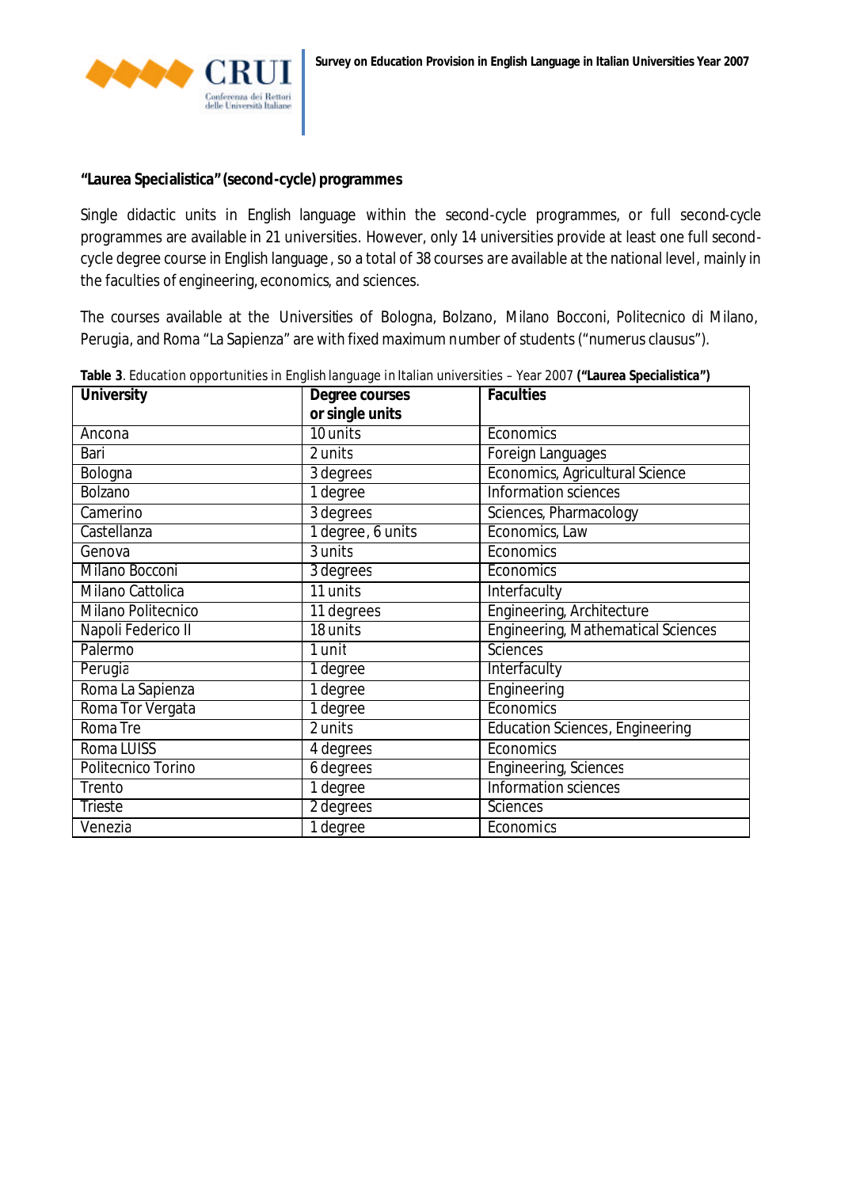**"Laurea Specialistica" (second-cycle) programmes**

Single didactic units in English language within the second-cycle programmes, or full second-cycle programmes are available in 21 universities. However, only 14 universities provide at least one full second-cycle degree course in English language, so a total of 38 courses are available at the national level, mainly in the faculties of engineering, economics, and sciences.

The courses available at the Universities of Bologna, Bolzano, Milano Bocconi, Politecnico di Milano, Perugia, and Roma "La Sapienza" are with fixed maximum number of students ("numerus clausus").

**Table 3**. Education opportunities in English language in Italian universities – Year 2007 **("Laurea Specialistica")**

| University | Degree courses or single units | Faculties |
|---|---|---|
| Ancona | 10 units | Economics |
| Bari | 2 units | Foreign Languages |
| Bologna | 3 degrees | Economics, Agricultural Science |
| Bolzano | 1 degree | Information sciences |
| Camerino | 3 degrees | Sciences, Pharmacology |
| Castellanza | 1 degree, 6 units | Economics, Law |
| Genova | 3 units | Economics |
| Milano Bocconi | 3 degrees | Economics |
| Milano Cattolica | 11 units | Interfaculty |
| Milano Politecnico | 11 degrees | Engineering, Architecture |
| Napoli Federico II | 18 units | Engineering, Mathematical Sciences |
| Palermo | 1 unit | Sciences |
| Perugia | 1 degree | Interfaculty |
| Roma La Sapienza | 1 degree | Engineering |
| Roma Tor Vergata | 1 degree | Economics |
| Roma Tre | 2 units | Education Sciences, Engineering |
| Roma LUISS | 4 degrees | Economics |
| Politecnico Torino | 6 degrees | Engineering, Sciences |
| Trento | 1 degree | Information sciences |
| Trieste | 2 degrees | Sciences |
| Venezia | 1 degree | Economics |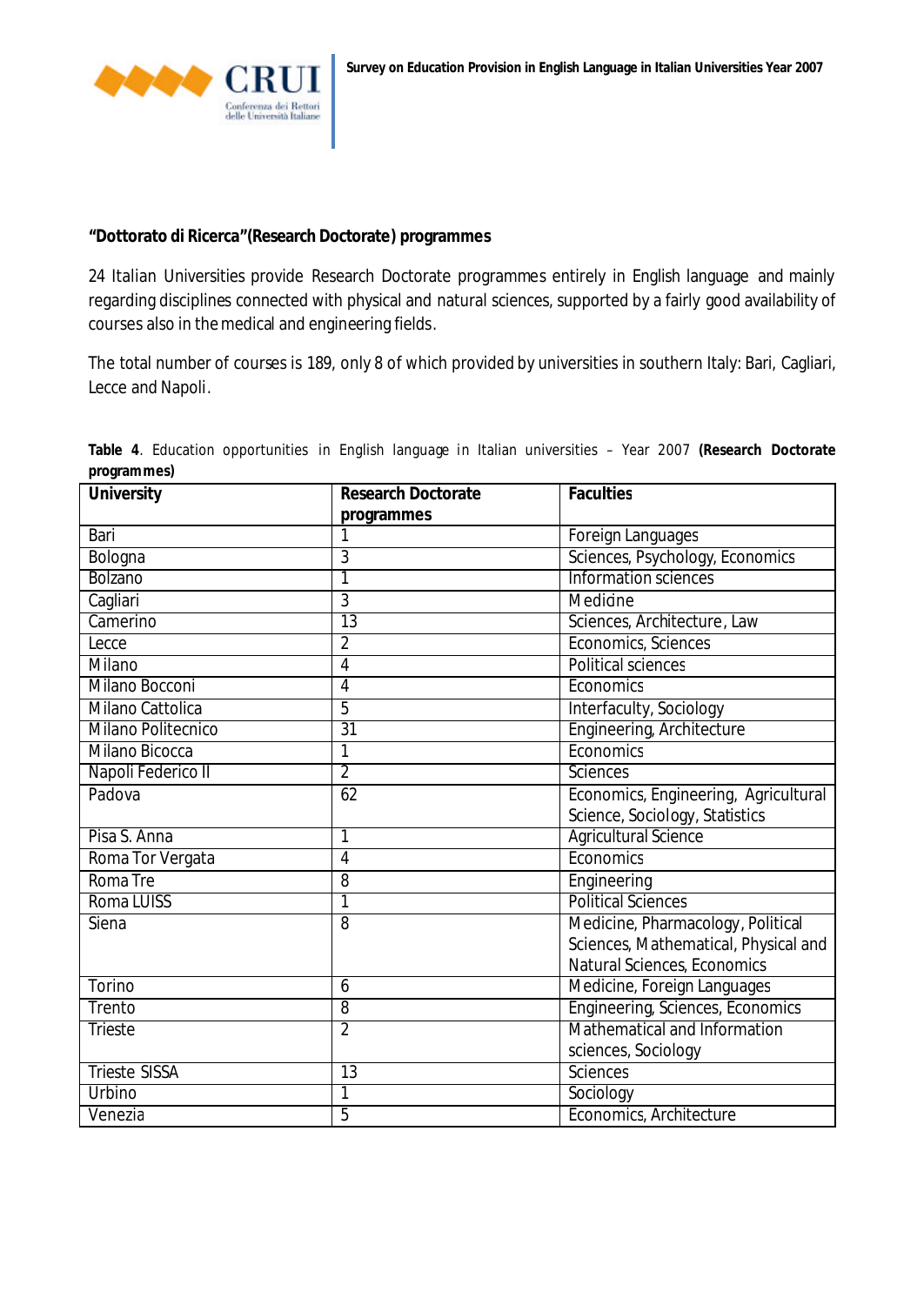**"Dottorato di Ricerca"(Research Doctorate) programmes**

24 Italian Universities provide Research Doctorate programmes entirely in English language and mainly regarding disciplines connected with physical and natural sciences, supported by a fairly good availability of courses also in the medical and engineering fields.

The total number of courses is 189, only 8 of which provided by universities in southern Italy: Bari, Cagliari, Lecce and Napoli.

**Table 4**. Education opportunities in English language in Italian universities – Year 2007 **(Research Doctorate programmes)**

| University | Research Doctorate programmes | Faculties |
|---|---|---|
| Bari | 1 | Foreign Languages |
| Bologna | 3 | Sciences, Psychology, Economics |
| Bolzano | 1 | Information sciences |
| Cagliari | 3 | Medicine |
| Camerino | 13 | Sciences, Architecture, Law |
| Lecce | 2 | Economics, Sciences |
| Milano | 4 | Political sciences |
| Milano Bocconi | 4 | Economics |
| Milano Cattolica | 5 | Interfaculty, Sociology |
| Milano Politecnico | 31 | Engineering, Architecture |
| Milano Bicocca | 1 | Economics |
| Napoli Federico II | 2 | Sciences |
| Padova | 62 | Economics, Engineering, Agricultural Science, Sociology, Statistics |
| Pisa S. Anna | 1 | Agricultural Science |
| Roma Tor Vergata | 4 | Economics |
| Roma Tre | 8 | Engineering |
| Roma LUISS | 1 | Political Sciences |
| Siena | 8 | Medicine, Pharmacology, Political Sciences, Mathematical, Physical and Natural Sciences, Economics |
| Torino | 6 | Medicine, Foreign Languages |
| Trento | 8 | Engineering, Sciences, Economics |
| Trieste | 2 | Mathematical and Information sciences, Sociology |
| Trieste SISSA | 13 | Sciences |
| Urbino | 1 | Sociology |
| Venezia | 5 | Economics, Architecture |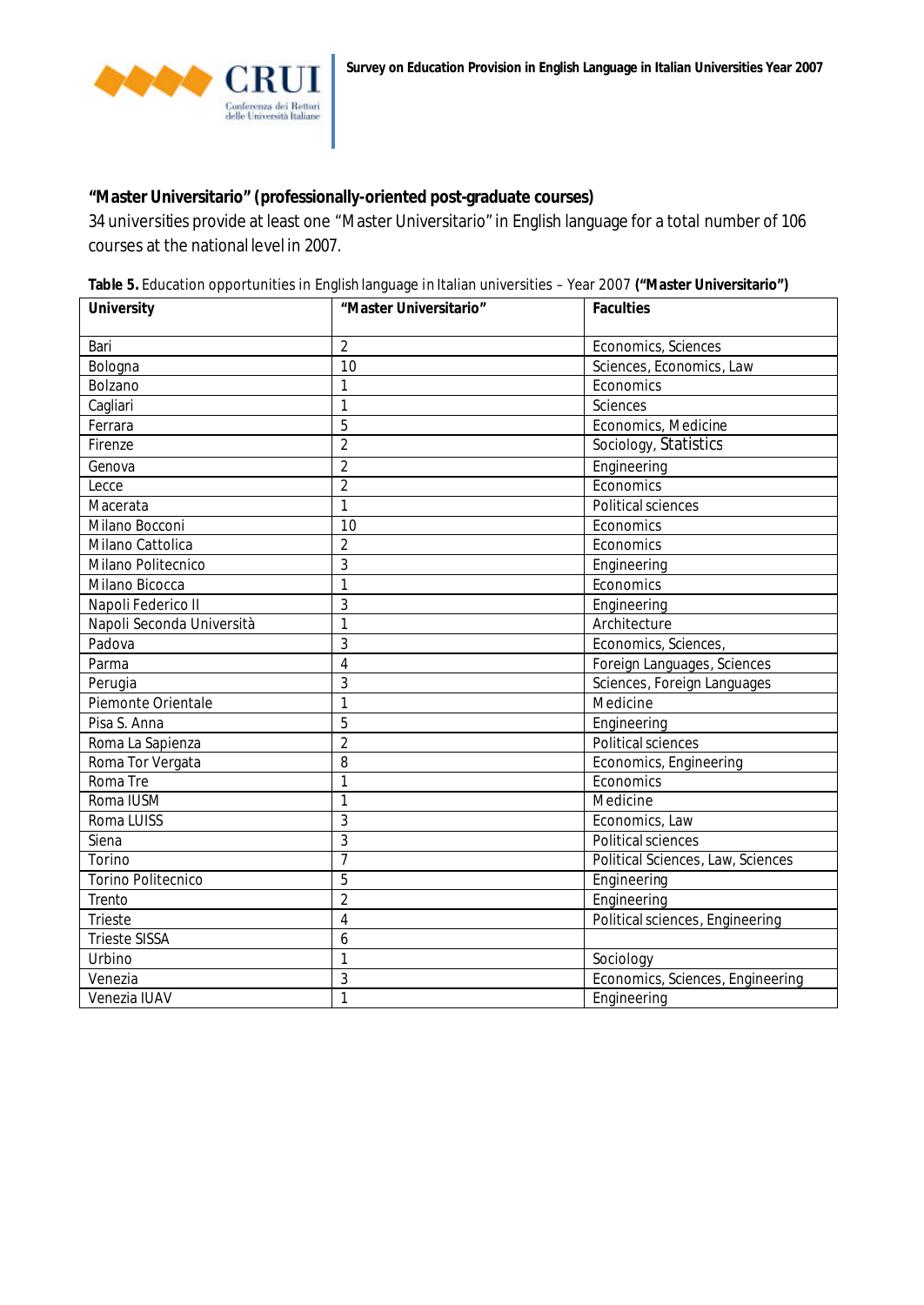**“Master Universitario” (professionally-oriented post-graduate courses)**

34 universities provide at least one “Master Universitario” in English language for a total number of 106 courses at the national level in 2007.

**Table 5.** Education opportunities in English language in Italian universities – Year 2007 **(“Master Universitario”)**

| University | “Master Universitario” | Faculties |
|---|---|---|
| Bari | 2 | Economics, Sciences |
| Bologna | 10 | Sciences, Economics, Law |
| Bolzano | 1 | Economics |
| Cagliari | 1 | Sciences |
| Ferrara | 5 | Economics, Medicine |
| Firenze | 2 | Sociology, Statistics |
| Genova | 2 | Engineering |
| Lecce | 2 | Economics |
| Macerata | 1 | Political sciences |
| Milano Bocconi | 10 | Economics |
| Milano Cattolica | 2 | Economics |
| Milano Politecnico | 3 | Engineering |
| Milano Bicocca | 1 | Economics |
| Napoli Federico II | 3 | Engineering |
| Napoli Seconda Università | 1 | Architecture |
| Padova | 3 | Economics, Sciences, |
| Parma | 4 | Foreign Languages, Sciences |
| Perugia | 3 | Sciences, Foreign Languages |
| Piemonte Orientale | 1 | Medicine |
| Pisa S. Anna | 5 | Engineering |
| Roma La Sapienza | 2 | Political sciences |
| Roma Tor Vergata | 8 | Economics, Engineering |
| Roma Tre | 1 | Economics |
| Roma IUSM | 1 | Medicine |
| Roma LUISS | 3 | Economics, Law |
| Siena | 3 | Political sciences |
| Torino | 7 | Political Sciences, Law, Sciences |
| Torino Politecnico | 5 | Engineering |
| Trento | 2 | Engineering |
| Trieste | 4 | Political sciences, Engineering |
| Trieste SISSA | 6 | |
| Urbino | 1 | Sociology |
| Venezia | 3 | Economics, Sciences, Engineering |
| Venezia IUAV | 1 | Engineering |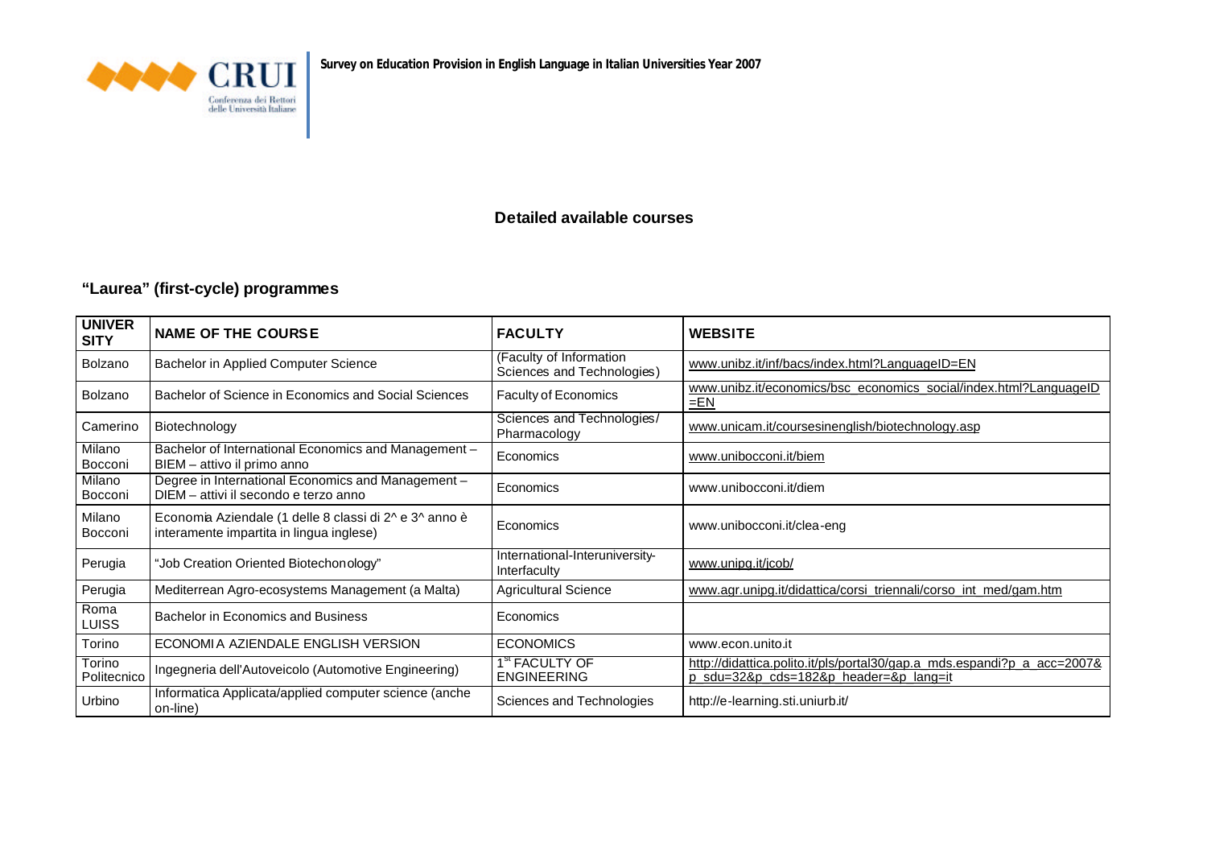## Detailed available courses

### "Laurea" (first-cycle) programmes

| UNIVERSITY | NAME OF THE COURSE | FACULTY | WEBSITE |
|---|---|---|---|
| Bolzano | Bachelor in Applied Computer Science | (Faculty of Information Sciences and Technologies) | www.unibz.it/inf/bacs/index.html?LanguageID=EN |
| Bolzano | Bachelor of Science in Economics and Social Sciences | Faculty of Economics | www.unibz.it/economics/bsc_economics_social/index.html?LanguageID=EN |
| Camerino | Biotechnology | Sciences and Technologies/ Pharmacology | www.unicam.it/coursesinenglish/biotechnology.asp |
| Milano Bocconi | Bachelor of International Economics and Management – BIEM – attivo il primo anno | Economics | www.unibocconi.it/biem |
| Milano Bocconi | Degree in International Economics and Management – DIEM – attivi il secondo e terzo anno | Economics | www.unibocconi.it/diem |
| Milano Bocconi | Economia Aziendale (1 delle 8 classi di 2^ e 3^ anno è interamente impartita in lingua inglese) | Economics | www.unibocconi.it/clea-eng |
| Perugia | "Job Creation Oriented Biotechonology" | International-Interuniversity-Interfaculty | www.unipg.it/jcob/ |
| Perugia | Mediterrean Agro-ecosystems Management (a Malta) | Agricultural Science | www.agr.unipg.it/didattica/corsi_triennali/corso_int_med/gam.htm |
| Roma LUISS | Bachelor in Economics and Business | Economics | |
| Torino | ECONOMIA AZIENDALE ENGLISH VERSION | ECONOMICS | www.econ.unito.it |
| Torino Politecnico | Ingegneria dell'Autoveicolo (Automotive Engineering) | 1st FACULTY OF ENGINEERING | http://didattica.polito.it/pls/portal30/gap.a_mds.espandi?p_a_acc=2007&p_sdu=32&p_cds=182&p_header=&p_lang=it |
| Urbino | Informatica Applicata/applied computer science (anche on-line) | Sciences and Technologies | http://e-learning.sti.uniurb.it/ |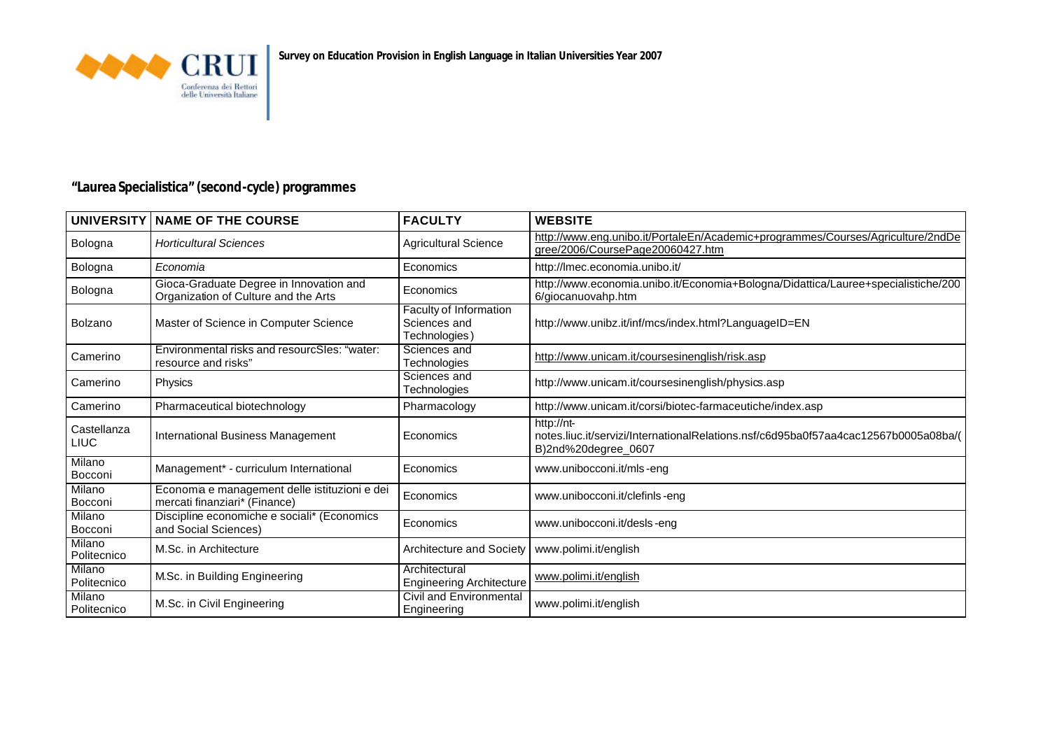## "Laurea Specialistica" (second-cycle) programmes

| UNIVERSITY | NAME OF THE COURSE | FACULTY | WEBSITE |
|---|---|---|---|
| Bologna | *Horticultural Sciences* | Agricultural Science | http://www.eng.unibo.it/PortaleEn/Academic+programmes/Courses/Agriculture/2ndDegree/2006/CoursePage20060427.htm |
| Bologna | *Economia* | Economics | http://lmec.economia.unibo.it/ |
| Bologna | Gioca-Graduate Degree in Innovation and Organization of Culture and the Arts | Economics | http://www.economia.unibo.it/Economia+Bologna/Didattica/Lauree+specialistiche/2006/giocanuovahp.htm |
| Bolzano | Master of Science in Computer Science | Faculty of Information Sciences and Technologies) | http://www.unibz.it/inf/mcs/index.html?LanguageID=EN |
| Camerino | Environmental risks and resourcSles: "water: resource and risks" | Sciences and Technologies | http://www.unicam.it/coursesinenglish/risk.asp |
| Camerino | Physics | Sciences and Technologies | http://www.unicam.it/coursesinenglish/physics.asp |
| Camerino | Pharmaceutical biotechnology | Pharmacology | http://www.unicam.it/corsi/biotec-farmaceutiche/index.asp |
| Castellanza LIUC | International Business Management | Economics | http://nt-notes.liuc.it/servizi/InternationalRelations.nsf/c6d95ba0f57aa4cac12567b0005a08ba/(B)2nd%20degree_0607 |
| Milano Bocconi | Management* - curriculum International | Economics | www.unibocconi.it/mls-eng |
| Milano Bocconi | Economia e management delle istituzioni e dei mercati finanziari* (Finance) | Economics | www.unibocconi.it/clefinls-eng |
| Milano Bocconi | Discipline economiche e sociali* (Economics and Social Sciences) | Economics | www.unibocconi.it/desls-eng |
| Milano Politecnico | M.Sc. in Architecture | Architecture and Society | www.polimi.it/english |
| Milano Politecnico | M.Sc. in Building Engineering | Architectural Engineering Architecture | www.polimi.it/english |
| Milano Politecnico | M.Sc. in Civil Engineering | Civil and Environmental Engineering | www.polimi.it/english |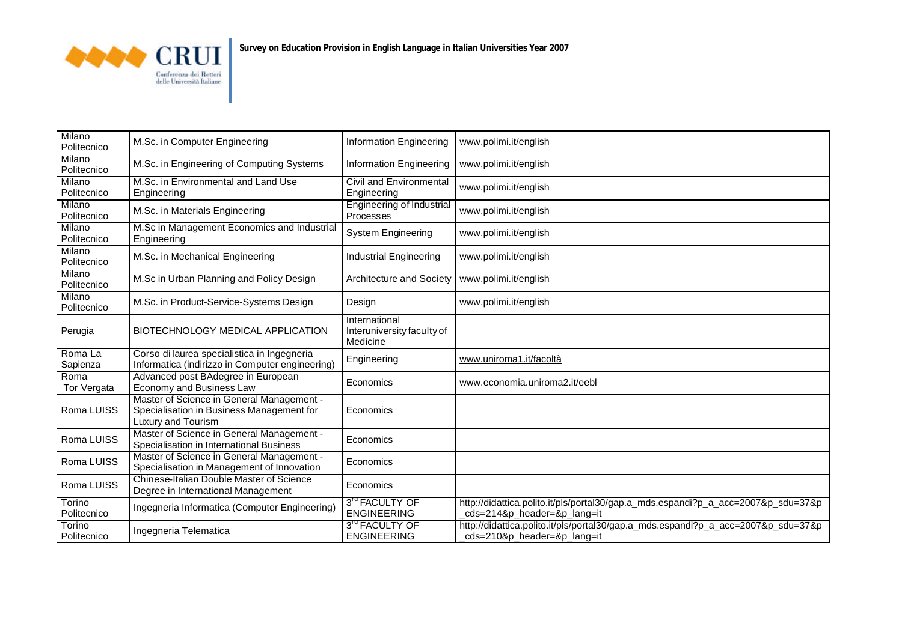| Milano Politecnico | M.Sc. in Computer Engineering | Information Engineering | www.polimi.it/english |
|---|---|---|---|
| Milano Politecnico | M.Sc. in Engineering of Computing Systems | Information Engineering | www.polimi.it/english |
| Milano Politecnico | M.Sc. in Environmental and Land Use Engineering | Civil and Environmental Engineering | www.polimi.it/english |
| Milano Politecnico | M.Sc. in Materials Engineering | Engineering of Industrial Processes | www.polimi.it/english |
| Milano Politecnico | M.Sc in Management Economics and Industrial Engineering | System Engineering | www.polimi.it/english |
| Milano Politecnico | M.Sc. in Mechanical Engineering | Industrial Engineering | www.polimi.it/english |
| Milano Politecnico | M.Sc in Urban Planning and Policy Design | Architecture and Society | www.polimi.it/english |
| Milano Politecnico | M.Sc. in Product-Service-Systems Design | Design | www.polimi.it/english |
| Perugia | BIOTECHNOLOGY MEDICAL APPLICATION | International Interuniversity faculty of Medicine | |
| Roma La Sapienza | Corso di laurea specialistica in Ingegneria Informatica (indirizzo in Computer engineering) | Engineering | www.uniroma1.it/facoltà |
| Roma Tor Vergata | Advanced post BAdegree in European Economy and Business Law | Economics | www.economia.uniroma2.it/eebl |
| Roma LUISS | Master of Science in General Management - Specialisation in Business Management for Luxury and Tourism | Economics | |
| Roma LUISS | Master of Science in General Management - Specialisation in International Business | Economics | |
| Roma LUISS | Master of Science in General Management - Specialisation in Management of Innovation | Economics | |
| Roma LUISS | Chinese-Italian Double Master of Science Degree in International Management | Economics | |
| Torino Politecnico | Ingegneria Informatica (Computer Engineering) | 3rd FACULTY OF ENGINEERING | http://didattica.polito.it/pls/portal30/gap.a_mds.espandi?p_a_acc=2007&p_sdu=37&p_cds=214&p_header=&p_lang=it |
| Torino Politecnico | Ingegneria Telematica | 3rd FACULTY OF ENGINEERING | http://didattica.polito.it/pls/portal30/gap.a_mds.espandi?p_a_acc=2007&p_sdu=37&p_cds=210&p_header=&p_lang=it |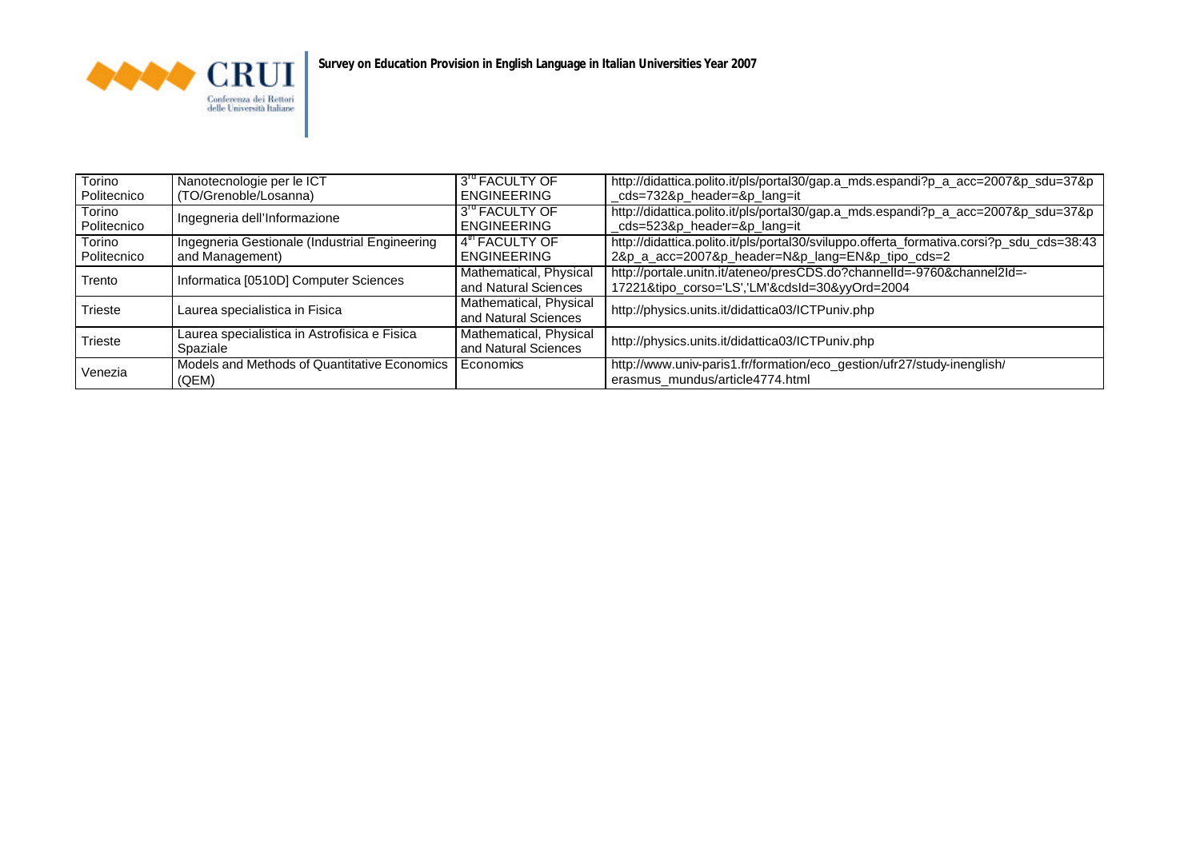| Torino Politecnico | Nanotecnologie per le ICT (TO/Grenoble/Losanna) | 3rd FACULTY OF ENGINEERING | http://didattica.polito.it/pls/portal30/gap.a_mds.espandi?p_a_acc=2007&p_sdu=37&p_cds=732&p_header=&p_lang=it |
|---|---|---|---|
| Torino Politecnico | Ingegneria dell'Informazione | 3rd FACULTY OF ENGINEERING | http://didattica.polito.it/pls/portal30/gap.a_mds.espandi?p_a_acc=2007&p_sdu=37&p_cds=523&p_header=&p_lang=it |
| Torino Politecnico | Ingegneria Gestionale (Industrial Engineering and Management) | 4th FACULTY OF ENGINEERING | http://didattica.polito.it/pls/portal30/sviluppo.offerta_formativa.corsi?p_sdu_cds=38:432&p_a_acc=2007&p_header=N&p_lang=EN&p_tipo_cds=2 |
| Trento | Informatica [0510D] Computer Sciences | Mathematical, Physical and Natural Sciences | http://portale.unitn.it/ateneo/presCDS.do?channelId=-9760&channel2Id=-17221&tipo_corso='LS','LM'&cdsId=30&yyOrd=2004 |
| Trieste | Laurea specialistica in Fisica | Mathematical, Physical and Natural Sciences | http://physics.units.it/didattica03/ICTPuniv.php |
| Trieste | Laurea specialistica in Astrofisica e Fisica Spaziale | Mathematical, Physical and Natural Sciences | http://physics.units.it/didattica03/ICTPuniv.php |
| Venezia | Models and Methods of Quantitative Economics (QEM) | Economics | http://www.univ-paris1.fr/formation/eco_gestion/ufr27/study-inenglish/erasmus_mundus/article4774.html |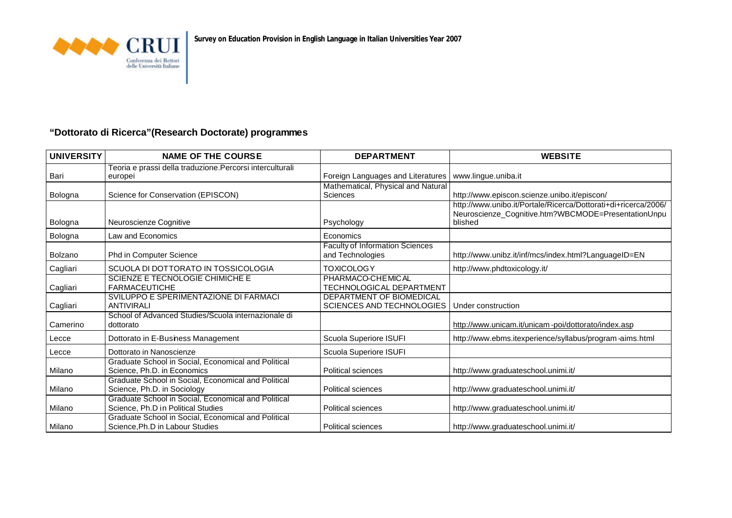## "Dottorato di Ricerca"(Research Doctorate) programmes

| UNIVERSITY | NAME OF THE COURSE | DEPARTMENT | WEBSITE |
|---|---|---|---|
| Bari | Teoria e prassi della traduzione.Percorsi interculturali europei | Foreign Languages and Literatures | www.lingue.uniba.it |
| Bologna | Science for Conservation (EPISCON) | Mathematical, Physical and Natural Sciences | http://www.episcon.scienze.unibo.it/episcon/ |
| Bologna | Neuroscienze Cognitive | Psychology | http://www.unibo.it/Portale/Ricerca/Dottorati+di+ricerca/2006/Neuroscienze_Cognitive.htm?WBCMODE=PresentationUnpublished |
| Bologna | Law and Economics | Economics | |
| Bolzano | Phd in Computer Science | Faculty of Information Sciences and Technologies | http://www.unibz.it/inf/mcs/index.html?LanguageID=EN |
| Cagliari | SCUOLA DI DOTTORATO IN TOSSICOLOGIA | TOXICOLOGY | http://www.phdtoxicology.it/ |
| Cagliari | SCIENZE E TECNOLOGIE CHIMICHE E FARMACEUTICHE | PHARMACO-CHEMICAL TECHNOLOGICAL DEPARTMENT | |
| Cagliari | SVILUPPO E SPERIMENTAZIONE DI FARMACI ANTIVIRALI | DEPARTMENT OF BIOMEDICAL SCIENCES AND TECHNOLOGIES | Under construction |
| Camerino | School of Advanced Studies/Scuola internazionale di dottorato | | http://www.unicam.it/unicam-poi/dottorato/index.asp |
| Lecce | Dottorato in E-Business Management | Scuola Superiore ISUFI | http://www.ebms.itexperience/syllabus/program-aims.html |
| Lecce | Dottorato in Nanoscienze | Scuola Superiore ISUFI | |
| Milano | Graduate School in Social, Economical and Political Science, Ph.D. in Economics | Political sciences | http://www.graduateschool.unimi.it/ |
| Milano | Graduate School in Social, Economical and Political Science, Ph.D. in Sociology | Political sciences | http://www.graduateschool.unimi.it/ |
| Milano | Graduate School in Social, Economical and Political Science, Ph.D in Political Studies | Political sciences | http://www.graduateschool.unimi.it/ |
| Milano | Graduate School in Social, Economical and Political Science,Ph.D in Labour Studies | Political sciences | http://www.graduateschool.unimi.it/ |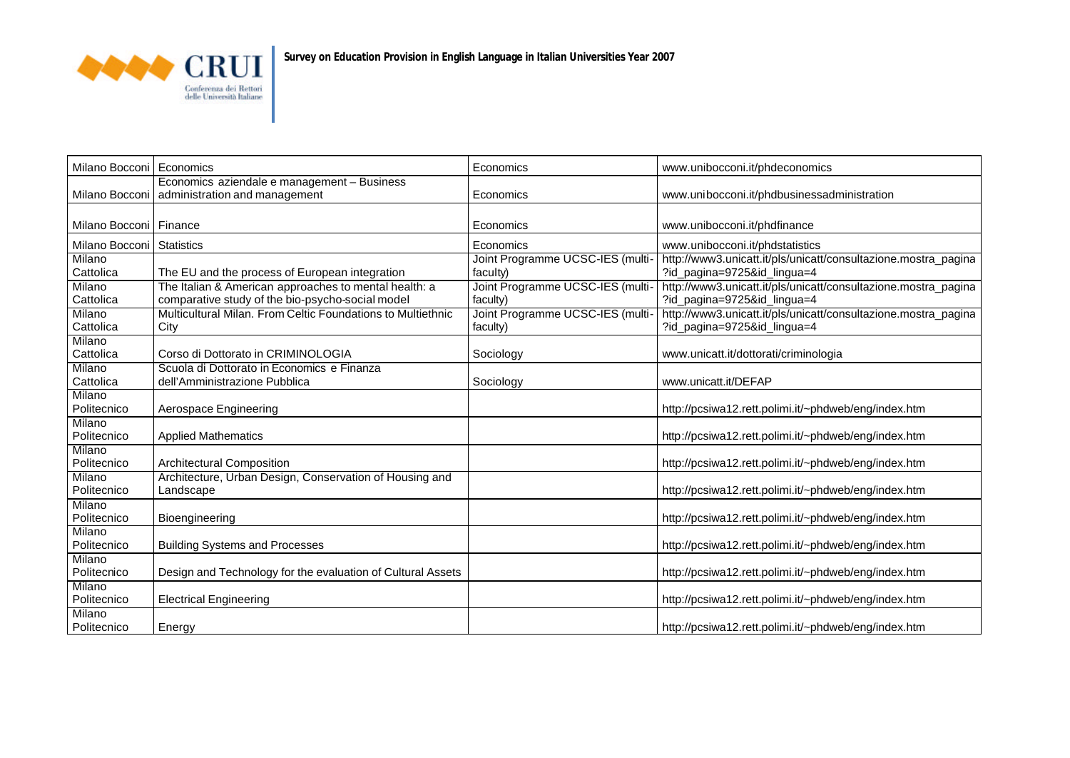| Milano Bocconi | Economics | Economics | www.unibocconi.it/phdeconomics |
|---|---|---|---|
| Milano Bocconi | Economics aziendale e management – Business administration and management | Economics | www.unibocconi.it/phdbusinessadministration |
| Milano Bocconi | Finance | Economics | www.unibocconi.it/phdfinance |
| Milano Bocconi | Statistics | Economics | www.unibocconi.it/phdstatistics |
| Milano Cattolica | The EU and the process of European integration | Joint Programme UCSC-IES (multi-faculty) | http://www3.unicatt.it/pls/unicatt/consultazione.mostra_pagina?id_pagina=9725&id_lingua=4 |
| Milano Cattolica | The Italian & American approaches to mental health: a comparative study of the bio-psycho-social model | Joint Programme UCSC-IES (multi-faculty) | http://www3.unicatt.it/pls/unicatt/consultazione.mostra_pagina?id_pagina=9725&id_lingua=4 |
| Milano Cattolica | Multicultural Milan. From Celtic Foundations to Multiethnic City | Joint Programme UCSC-IES (multi-faculty) | http://www3.unicatt.it/pls/unicatt/consultazione.mostra_pagina?id_pagina=9725&id_lingua=4 |
| Milano Cattolica | Corso di Dottorato in CRIMINOLOGIA | Sociology | www.unicatt.it/dottorati/criminologia |
| Milano Cattolica | Scuola di Dottorato in Economics e Finanza dell'Amministrazione Pubblica | Sociology | www.unicatt.it/DEFAP |
| Milano Politecnico | Aerospace Engineering | | http://pcsiwa12.rett.polimi.it/~phdweb/eng/index.htm |
| Milano Politecnico | Applied Mathematics | | http://pcsiwa12.rett.polimi.it/~phdweb/eng/index.htm |
| Milano Politecnico | Architectural Composition | | http://pcsiwa12.rett.polimi.it/~phdweb/eng/index.htm |
| Milano Politecnico | Architecture, Urban Design, Conservation of Housing and Landscape | | http://pcsiwa12.rett.polimi.it/~phdweb/eng/index.htm |
| Milano Politecnico | Bioengineering | | http://pcsiwa12.rett.polimi.it/~phdweb/eng/index.htm |
| Milano Politecnico | Building Systems and Processes | | http://pcsiwa12.rett.polimi.it/~phdweb/eng/index.htm |
| Milano Politecnico | Design and Technology for the evaluation of Cultural Assets | | http://pcsiwa12.rett.polimi.it/~phdweb/eng/index.htm |
| Milano Politecnico | Electrical Engineering | | http://pcsiwa12.rett.polimi.it/~phdweb/eng/index.htm |
| Milano Politecnico | Energy | | http://pcsiwa12.rett.polimi.it/~phdweb/eng/index.htm |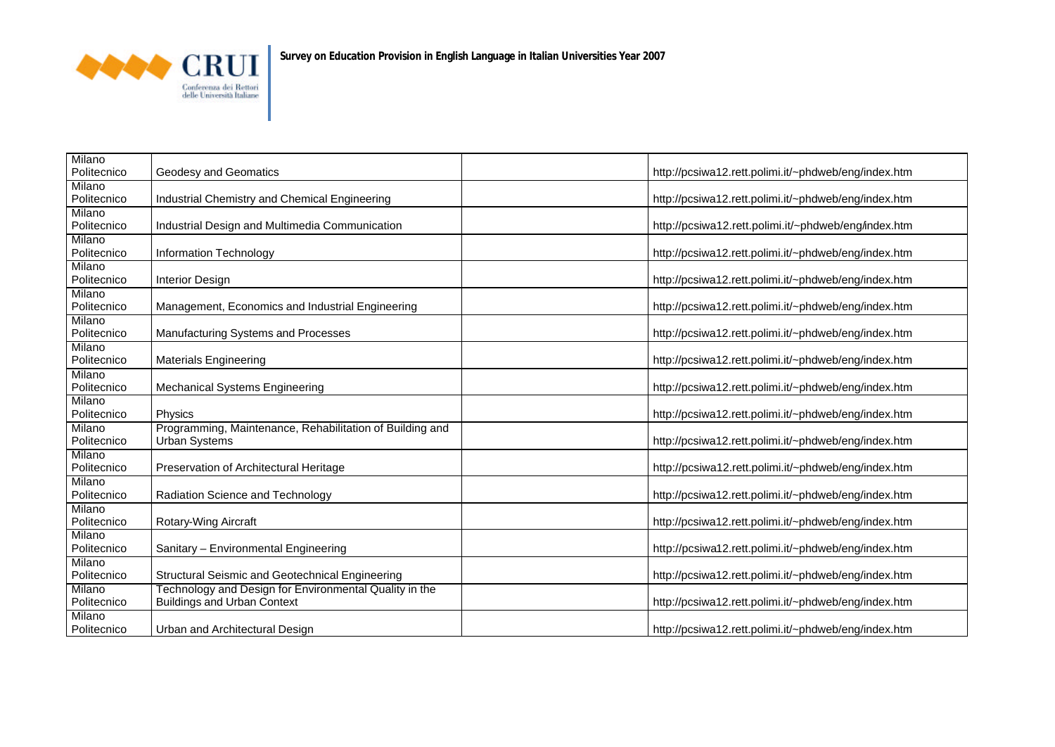| | | | |
|---|---|---|---|
| Milano Politecnico | Geodesy and Geomatics | | http://pcsiwa12.rett.polimi.it/~phdweb/eng/index.htm |
| Milano Politecnico | Industrial Chemistry and Chemical Engineering | | http://pcsiwa12.rett.polimi.it/~phdweb/eng/index.htm |
| Milano Politecnico | Industrial Design and Multimedia Communication | | http://pcsiwa12.rett.polimi.it/~phdweb/eng/index.htm |
| Milano Politecnico | Information Technology | | http://pcsiwa12.rett.polimi.it/~phdweb/eng/index.htm |
| Milano Politecnico | Interior Design | | http://pcsiwa12.rett.polimi.it/~phdweb/eng/index.htm |
| Milano Politecnico | Management, Economics and Industrial Engineering | | http://pcsiwa12.rett.polimi.it/~phdweb/eng/index.htm |
| Milano Politecnico | Manufacturing Systems and Processes | | http://pcsiwa12.rett.polimi.it/~phdweb/eng/index.htm |
| Milano Politecnico | Materials Engineering | | http://pcsiwa12.rett.polimi.it/~phdweb/eng/index.htm |
| Milano Politecnico | Mechanical Systems Engineering | | http://pcsiwa12.rett.polimi.it/~phdweb/eng/index.htm |
| Milano Politecnico | Physics | | http://pcsiwa12.rett.polimi.it/~phdweb/eng/index.htm |
| Milano Politecnico | Programming, Maintenance, Rehabilitation of Building and Urban Systems | | http://pcsiwa12.rett.polimi.it/~phdweb/eng/index.htm |
| Milano Politecnico | Preservation of Architectural Heritage | | http://pcsiwa12.rett.polimi.it/~phdweb/eng/index.htm |
| Milano Politecnico | Radiation Science and Technology | | http://pcsiwa12.rett.polimi.it/~phdweb/eng/index.htm |
| Milano Politecnico | Rotary-Wing Aircraft | | http://pcsiwa12.rett.polimi.it/~phdweb/eng/index.htm |
| Milano Politecnico | Sanitary – Environmental Engineering | | http://pcsiwa12.rett.polimi.it/~phdweb/eng/index.htm |
| Milano Politecnico | Structural Seismic and Geotechnical Engineering | | http://pcsiwa12.rett.polimi.it/~phdweb/eng/index.htm |
| Milano Politecnico | Technology and Design for Environmental Quality in the Buildings and Urban Context | | http://pcsiwa12.rett.polimi.it/~phdweb/eng/index.htm |
| Milano Politecnico | Urban and Architectural Design | | http://pcsiwa12.rett.polimi.it/~phdweb/eng/index.htm |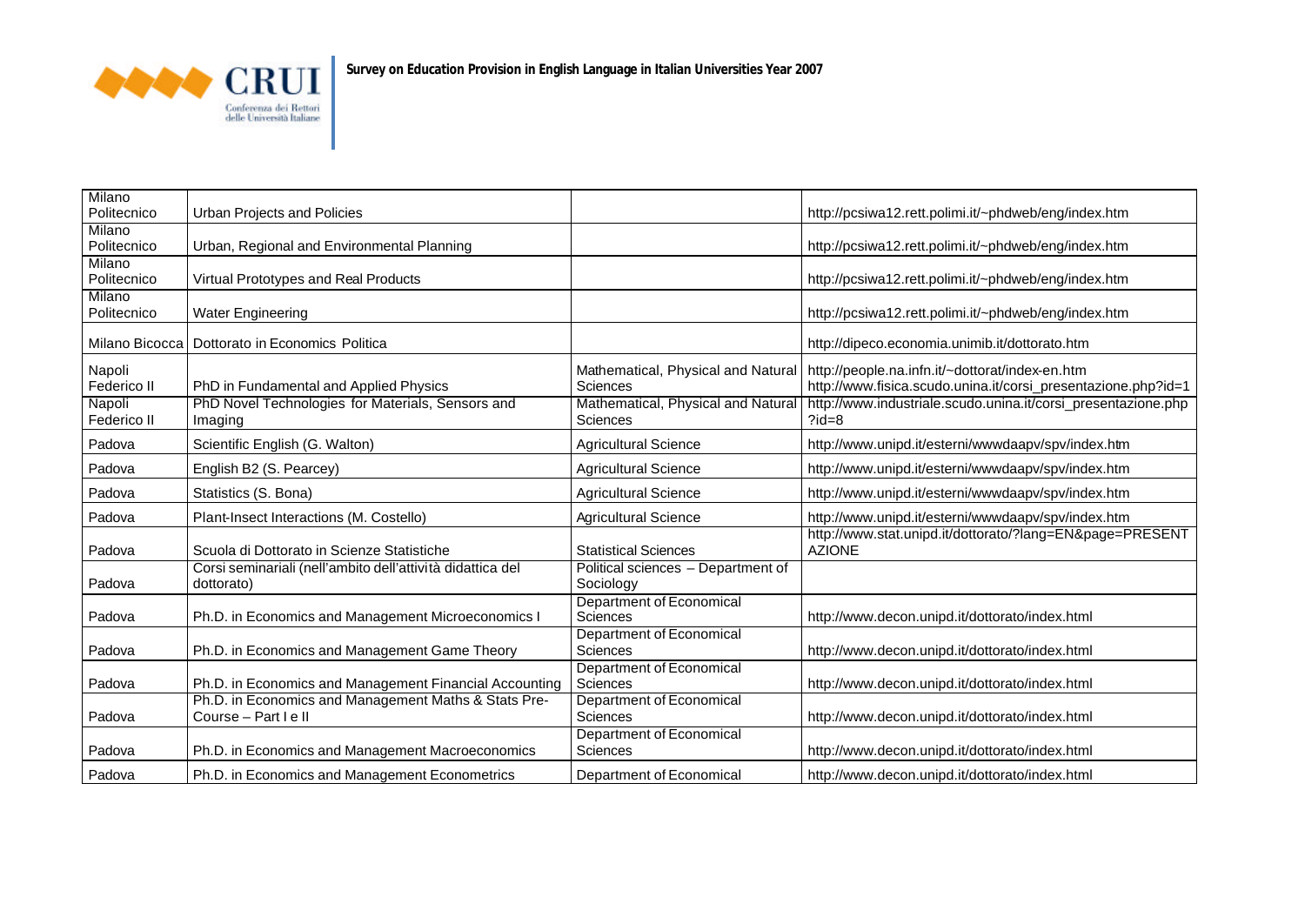| Milano Politecnico | Urban Projects and Policies | | http://pcsiwa12.rett.polimi.it/~phdweb/eng/index.htm |
|---|---|---|---|
| Milano Politecnico | Urban, Regional and Environmental Planning | | http://pcsiwa12.rett.polimi.it/~phdweb/eng/index.htm |
| Milano Politecnico | Virtual Prototypes and Real Products | | http://pcsiwa12.rett.polimi.it/~phdweb/eng/index.htm |
| Milano Politecnico | Water Engineering | | http://pcsiwa12.rett.polimi.it/~phdweb/eng/index.htm |
| Milano Bicocca | Dottorato in Economics Politica | | http://dipeco.economia.unimib.it/dottorato.htm |
| Napoli Federico II | PhD in Fundamental and Applied Physics | Mathematical, Physical and Natural Sciences | http://people.na.infn.it/~dottorat/index-en.htm http://www.fisica.scudo.unina.it/corsi_presentazione.php?id=1 |
| Napoli Federico II | PhD Novel Technologies for Materials, Sensors and Imaging | Mathematical, Physical and Natural Sciences | http://www.industriale.scudo.unina.it/corsi_presentazione.php?id=8 |
| Padova | Scientific English (G. Walton) | Agricultural Science | http://www.unipd.it/esterni/wwwdaapv/spv/index.htm |
| Padova | English B2 (S. Pearcey) | Agricultural Science | http://www.unipd.it/esterni/wwwdaapv/spv/index.htm |
| Padova | Statistics (S. Bona) | Agricultural Science | http://www.unipd.it/esterni/wwwdaapv/spv/index.htm |
| Padova | Plant-Insect Interactions (M. Costello) | Agricultural Science | http://www.unipd.it/esterni/wwwdaapv/spv/index.htm |
| Padova | Scuola di Dottorato in Scienze Statistiche | Statistical Sciences | http://www.stat.unipd.it/dottorato/?lang=EN&page=PRESENTAZIONE |
| Padova | Corsi seminariali (nell'ambito dell'attività didattica del dottorato) | Political sciences – Department of Sociology | |
| Padova | Ph.D. in Economics and Management Microeconomics I | Department of Economical Sciences | http://www.decon.unipd.it/dottorato/index.html |
| Padova | Ph.D. in Economics and Management Game Theory | Department of Economical Sciences | http://www.decon.unipd.it/dottorato/index.html |
| Padova | Ph.D. in Economics and Management Financial Accounting | Department of Economical Sciences | http://www.decon.unipd.it/dottorato/index.html |
| Padova | Ph.D. in Economics and Management Maths & Stats Pre-Course – Part I e II | Department of Economical Sciences | http://www.decon.unipd.it/dottorato/index.html |
| Padova | Ph.D. in Economics and Management Macroeconomics | Department of Economical Sciences | http://www.decon.unipd.it/dottorato/index.html |
| Padova | Ph.D. in Economics and Management Econometrics | Department of Economical | http://www.decon.unipd.it/dottorato/index.html |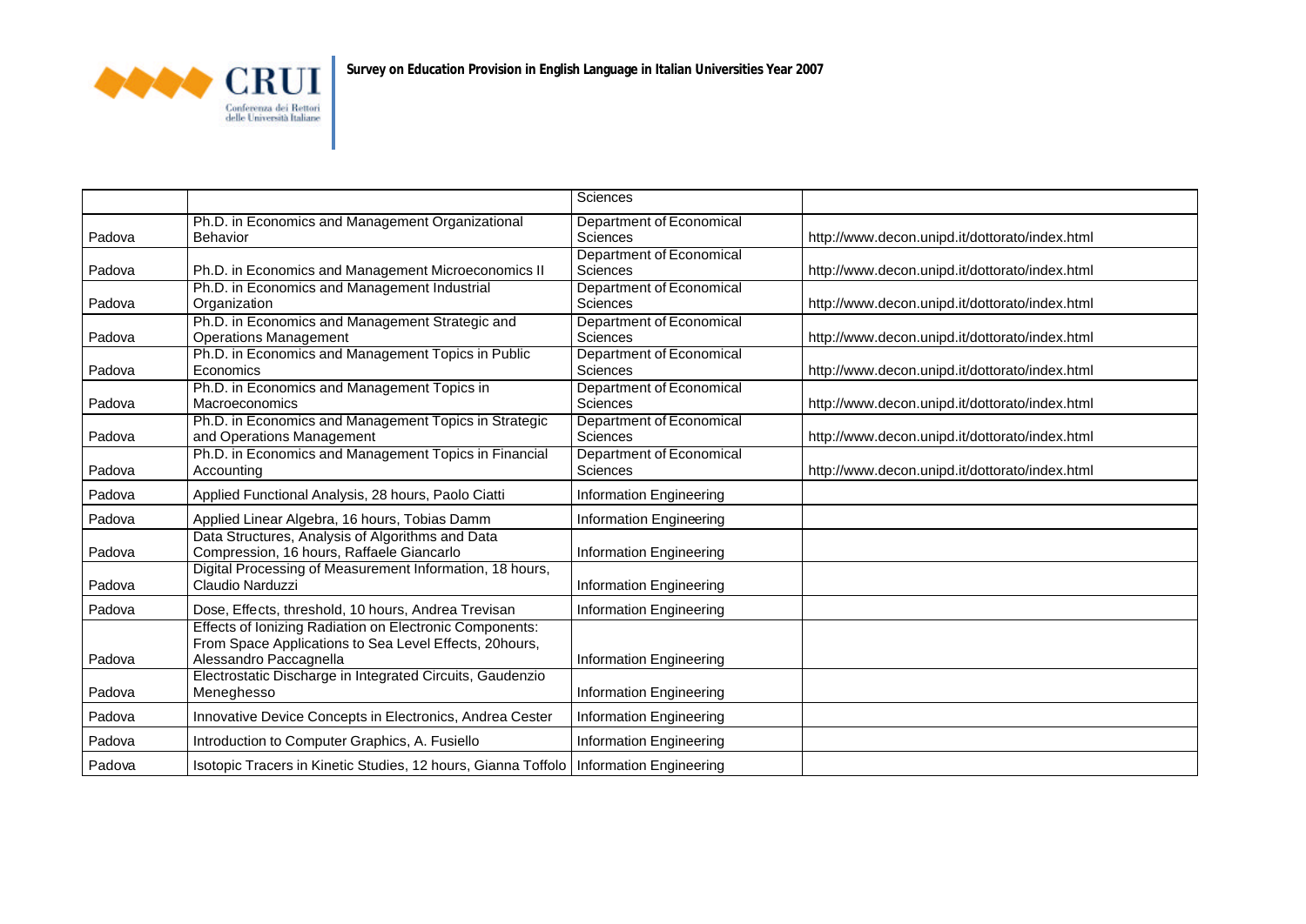| | | Sciences | |
|---|---|---|---|
| Padova | Ph.D. in Economics and Management Organizational Behavior | Department of Economical Sciences | http://www.decon.unipd.it/dottorato/index.html |
| Padova | Ph.D. in Economics and Management Microeconomics II | Department of Economical Sciences | http://www.decon.unipd.it/dottorato/index.html |
| Padova | Ph.D. in Economics and Management Industrial Organization | Department of Economical Sciences | http://www.decon.unipd.it/dottorato/index.html |
| Padova | Ph.D. in Economics and Management Strategic and Operations Management | Department of Economical Sciences | http://www.decon.unipd.it/dottorato/index.html |
| Padova | Ph.D. in Economics and Management Topics in Public Economics | Department of Economical Sciences | http://www.decon.unipd.it/dottorato/index.html |
| Padova | Ph.D. in Economics and Management Topics in Macroeconomics | Department of Economical Sciences | http://www.decon.unipd.it/dottorato/index.html |
| Padova | Ph.D. in Economics and Management Topics in Strategic and Operations Management | Department of Economical Sciences | http://www.decon.unipd.it/dottorato/index.html |
| Padova | Ph.D. in Economics and Management Topics in Financial Accounting | Department of Economical Sciences | http://www.decon.unipd.it/dottorato/index.html |
| Padova | Applied Functional Analysis, 28 hours, Paolo Ciatti | Information Engineering | |
| Padova | Applied Linear Algebra, 16 hours, Tobias Damm | Information Engineering | |
| Padova | Data Structures, Analysis of Algorithms and Data Compression, 16 hours, Raffaele Giancarlo | Information Engineering | |
| Padova | Digital Processing of Measurement Information, 18 hours, Claudio Narduzzi | Information Engineering | |
| Padova | Dose, Effects, threshold, 10 hours, Andrea Trevisan | Information Engineering | |
| Padova | Effects of Ionizing Radiation on Electronic Components: From Space Applications to Sea Level Effects, 20hours, Alessandro Paccagnella | Information Engineering | |
| Padova | Electrostatic Discharge in Integrated Circuits, Gaudenzio Meneghesso | Information Engineering | |
| Padova | Innovative Device Concepts in Electronics, Andrea Cester | Information Engineering | |
| Padova | Introduction to Computer Graphics, A. Fusiello | Information Engineering | |
| Padova | Isotopic Tracers in Kinetic Studies, 12 hours, Gianna Toffolo | Information Engineering | |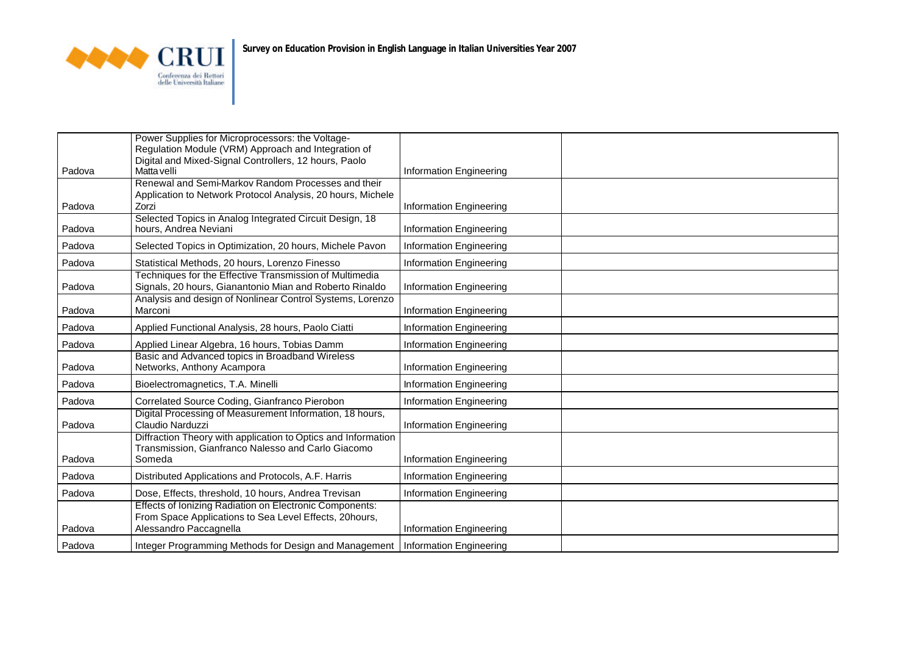| Padova | Power Supplies for Microprocessors: the Voltage-Regulation Module (VRM) Approach and Integration of Digital and Mixed-Signal Controllers, 12 hours, Paolo Mattavelli | Information Engineering | |
|---|---|---|---|
| Padova | Renewal and Semi-Markov Random Processes and their Application to Network Protocol Analysis, 20 hours, Michele Zorzi | Information Engineering | |
| Padova | Selected Topics in Analog Integrated Circuit Design, 18 hours, Andrea Neviani | Information Engineering | |
| Padova | Selected Topics in Optimization, 20 hours, Michele Pavon | Information Engineering | |
| Padova | Statistical Methods, 20 hours, Lorenzo Finesso | Information Engineering | |
| Padova | Techniques for the Effective Transmission of Multimedia Signals, 20 hours, Gianantonio Mian and Roberto Rinaldo | Information Engineering | |
| Padova | Analysis and design of Nonlinear Control Systems, Lorenzo Marconi | Information Engineering | |
| Padova | Applied Functional Analysis, 28 hours, Paolo Ciatti | Information Engineering | |
| Padova | Applied Linear Algebra, 16 hours, Tobias Damm | Information Engineering | |
| Padova | Basic and Advanced topics in Broadband Wireless Networks, Anthony Acampora | Information Engineering | |
| Padova | Bioelectromagnetics, T.A. Minelli | Information Engineering | |
| Padova | Correlated Source Coding, Gianfranco Pierobon | Information Engineering | |
| Padova | Digital Processing of Measurement Information, 18 hours, Claudio Narduzzi | Information Engineering | |
| Padova | Diffraction Theory with application to Optics and Information Transmission, Gianfranco Nalesso and Carlo Giacomo Someda | Information Engineering | |
| Padova | Distributed Applications and Protocols, A.F. Harris | Information Engineering | |
| Padova | Dose, Effects, threshold, 10 hours, Andrea Trevisan | Information Engineering | |
| Padova | Effects of Ionizing Radiation on Electronic Components: From Space Applications to Sea Level Effects, 20hours, Alessandro Paccagnella | Information Engineering | |
| Padova | Integer Programming Methods for Design and Management | Information Engineering | |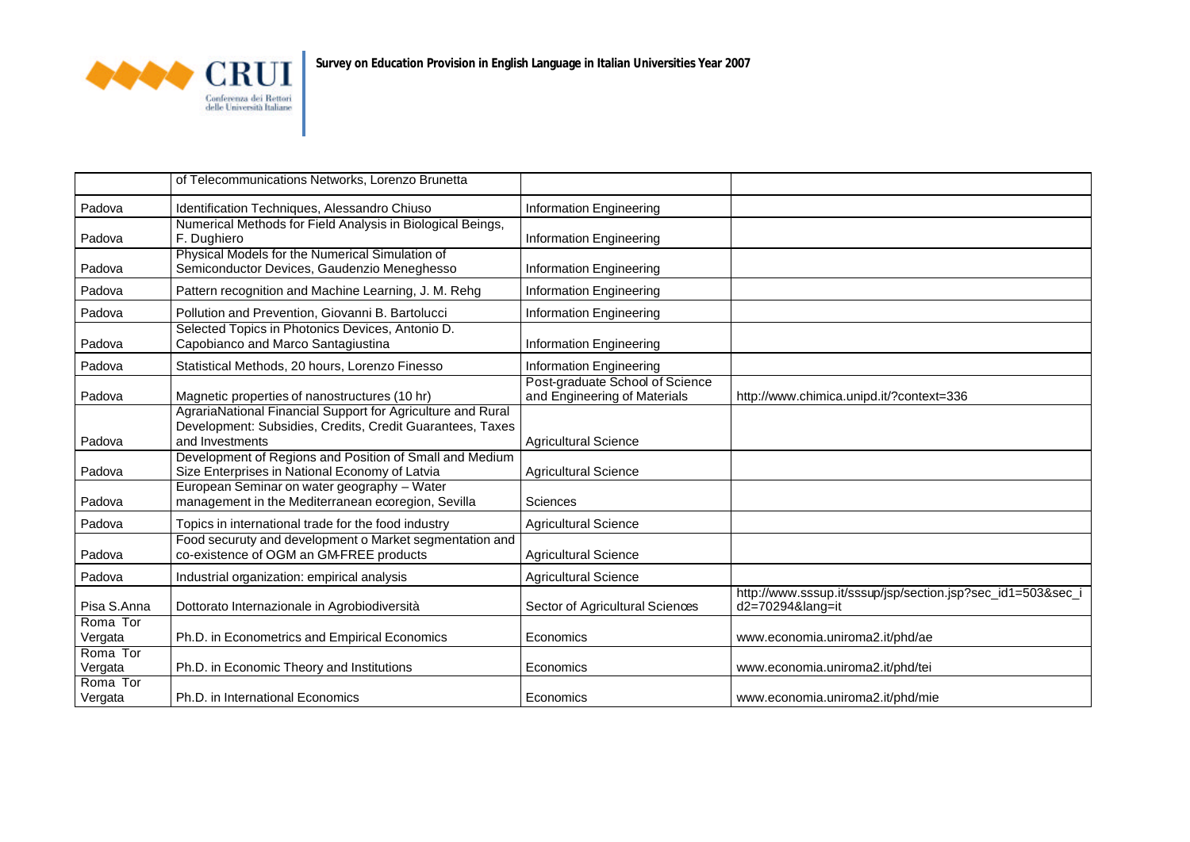| | | | |
|---|---|---|---|
| | of Telecommunications Networks, Lorenzo Brunetta | | |
| Padova | Identification Techniques, Alessandro Chiuso | Information Engineering | |
| Padova | Numerical Methods for Field Analysis in Biological Beings, F. Dughiero | Information Engineering | |
| Padova | Physical Models for the Numerical Simulation of Semiconductor Devices, Gaudenzio Meneghesso | Information Engineering | |
| Padova | Pattern recognition and Machine Learning, J. M. Rehg | Information Engineering | |
| Padova | Pollution and Prevention, Giovanni B. Bartolucci | Information Engineering | |
| Padova | Selected Topics in Photonics Devices, Antonio D. Capobianco and Marco Santagiustina | Information Engineering | |
| Padova | Statistical Methods, 20 hours, Lorenzo Finesso | Information Engineering | |
| Padova | Magnetic properties of nanostructures (10 hr) | Post-graduate School of Science and Engineering of Materials | http://www.chimica.unipd.it/?context=336 |
| Padova | AgrariaNational Financial Support for Agriculture and Rural Development: Subsidies, Credits, Credit Guarantees, Taxes and Investments | Agricultural Science | |
| Padova | Development of Regions and Position of Small and Medium Size Enterprises in National Economy of Latvia | Agricultural Science | |
| Padova | European Seminar on water geography – Water management in the Mediterranean ecoregion, Sevilla | Sciences | |
| Padova | Topics in international trade for the food industry | Agricultural Science | |
| Padova | Food securuty and development o Market segmentation and co-existence of OGM an GM-FREE products | Agricultural Science | |
| Padova | Industrial organization: empirical analysis | Agricultural Science | |
| Pisa S.Anna | Dottorato Internazionale in Agrobiodiversità | Sector of Agricultural Sciences | http://www.sssup.it/sssup/jsp/section.jsp?sec_id1=503&sec_id2=70294&lang=it |
| Roma Tor Vergata | Ph.D. in Econometrics and Empirical Economics | Economics | www.economia.uniroma2.it/phd/ae |
| Roma Tor Vergata | Ph.D. in Economic Theory and Institutions | Economics | www.economia.uniroma2.it/phd/tei |
| Roma Tor Vergata | Ph.D. in International Economics | Economics | www.economia.uniroma2.it/phd/mie |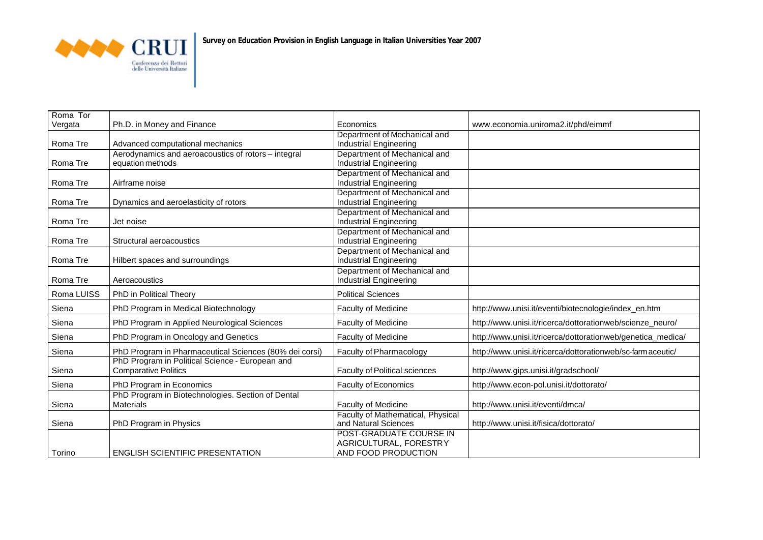| Roma Tor Vergata | Ph.D. in Money and Finance | Economics | www.economia.uniroma2.it/phd/eimmf |
|---|---|---|---|
| Roma Tre | Advanced computational mechanics | Department of Mechanical and Industrial Engineering | |
| Roma Tre | Aerodynamics and aeroacoustics of rotors – integral equation methods | Department of Mechanical and Industrial Engineering | |
| Roma Tre | Airframe noise | Department of Mechanical and Industrial Engineering | |
| Roma Tre | Dynamics and aeroelasticity of rotors | Department of Mechanical and Industrial Engineering | |
| Roma Tre | Jet noise | Department of Mechanical and Industrial Engineering | |
| Roma Tre | Structural aeroacoustics | Department of Mechanical and Industrial Engineering | |
| Roma Tre | Hilbert spaces and surroundings | Department of Mechanical and Industrial Engineering | |
| Roma Tre | Aeroacoustics | Department of Mechanical and Industrial Engineering | |
| Roma LUISS | PhD in Political Theory | Political Sciences | |
| Siena | PhD Program in Medical Biotechnology | Faculty of Medicine | http://www.unisi.it/eventi/biotecnologie/index_en.htm |
| Siena | PhD Program in Applied Neurological Sciences | Faculty of Medicine | http://www.unisi.it/ricerca/dottorationweb/scienze_neuro/ |
| Siena | PhD Program in Oncology and Genetics | Faculty of Medicine | http://www.unisi.it/ricerca/dottorationweb/genetica_medica/ |
| Siena | PhD Program in Pharmaceutical Sciences (80% dei corsi) | Faculty of Pharmacology | http://www.unisi.it/ricerca/dottorationweb/sc-farmaceutic/ |
| Siena | PhD Program in Political Science - European and Comparative Politics | Faculty of Political sciences | http://www.gips.unisi.it/gradschool/ |
| Siena | PhD Program in Economics | Faculty of Economics | http://www.econ-pol.unisi.it/dottorato/ |
| Siena | PhD Program in Biotechnologies. Section of Dental Materials | Faculty of Medicine | http://www.unisi.it/eventi/dmca/ |
| Siena | PhD Program in Physics | Faculty of Mathematical, Physical and Natural Sciences | http://www.unisi.it/fisica/dottorato/ |
| Torino | ENGLISH SCIENTIFIC PRESENTATION | POST-GRADUATE COURSE IN AGRICULTURAL, FORESTRY AND FOOD PRODUCTION | |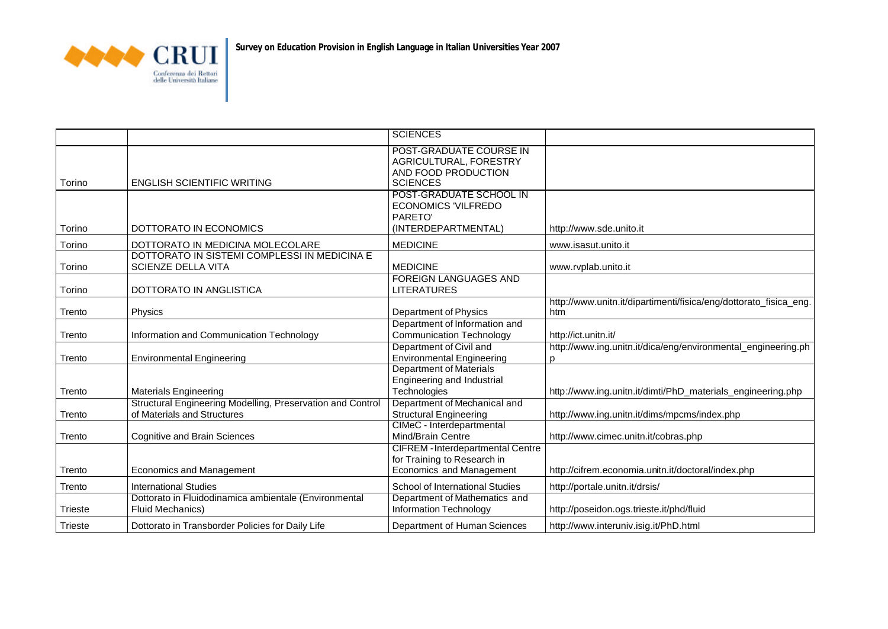| | | SCIENCES | |
|---|---|---|---|
| Torino | ENGLISH SCIENTIFIC WRITING | POST-GRADUATE COURSE IN AGRICULTURAL, FORESTRY AND FOOD PRODUCTION SCIENCES | |
| Torino | DOTTORATO IN ECONOMICS | POST-GRADUATE SCHOOL IN ECONOMICS 'VILFREDO PARETO' (INTERDEPARTMENTAL) | http://www.sde.unito.it |
| Torino | DOTTORATO IN MEDICINA MOLECOLARE | MEDICINE | www.isasut.unito.it |
| Torino | DOTTORATO IN SISTEMI COMPLESSI IN MEDICINA E SCIENZE DELLA VITA | MEDICINE | www.rvplab.unito.it |
| Torino | DOTTORATO IN ANGLISTICA | FOREIGN LANGUAGES AND LITERATURES | |
| Trento | Physics | Department of Physics | http://www.unitn.it/dipartimenti/fisica/eng/dottorato_fisica_eng.htm |
| Trento | Information and Communication Technology | Department of Information and Communication Technology | http://ict.unitn.it/ |
| Trento | Environmental Engineering | Department of Civil and Environmental Engineering | http://www.ing.unitn.it/dica/eng/environmental_engineering.php |
| Trento | Materials Engineering | Department of Materials Engineering and Industrial Technologies | http://www.ing.unitn.it/dimti/PhD_materials_engineering.php |
| Trento | Structural Engineering Modelling, Preservation and Control of Materials and Structures | Department of Mechanical and Structural Engineering | http://www.ing.unitn.it/dims/mpcms/index.php |
| Trento | Cognitive and Brain Sciences | CIMeC - Interdepartmental Mind/Brain Centre | http://www.cimec.unitn.it/cobras.php |
| Trento | Economics and Management | CIFREM - Interdepartmental Centre for Training to Research in Economics and Management | http://cifrem.economia.unitn.it/doctoral/index.php |
| Trento | International Studies | School of International Studies | http://portale.unitn.it/drsis/ |
| Trieste | Dottorato in Fluidodinamica ambientale (Environmental Fluid Mechanics) | Department of Mathematics and Information Technology | http://poseidon.ogs.trieste.it/phd/fluid |
| Trieste | Dottorato in Transborder Policies for Daily Life | Department of Human Sciences | http://www.interuniv.isig.it/PhD.html |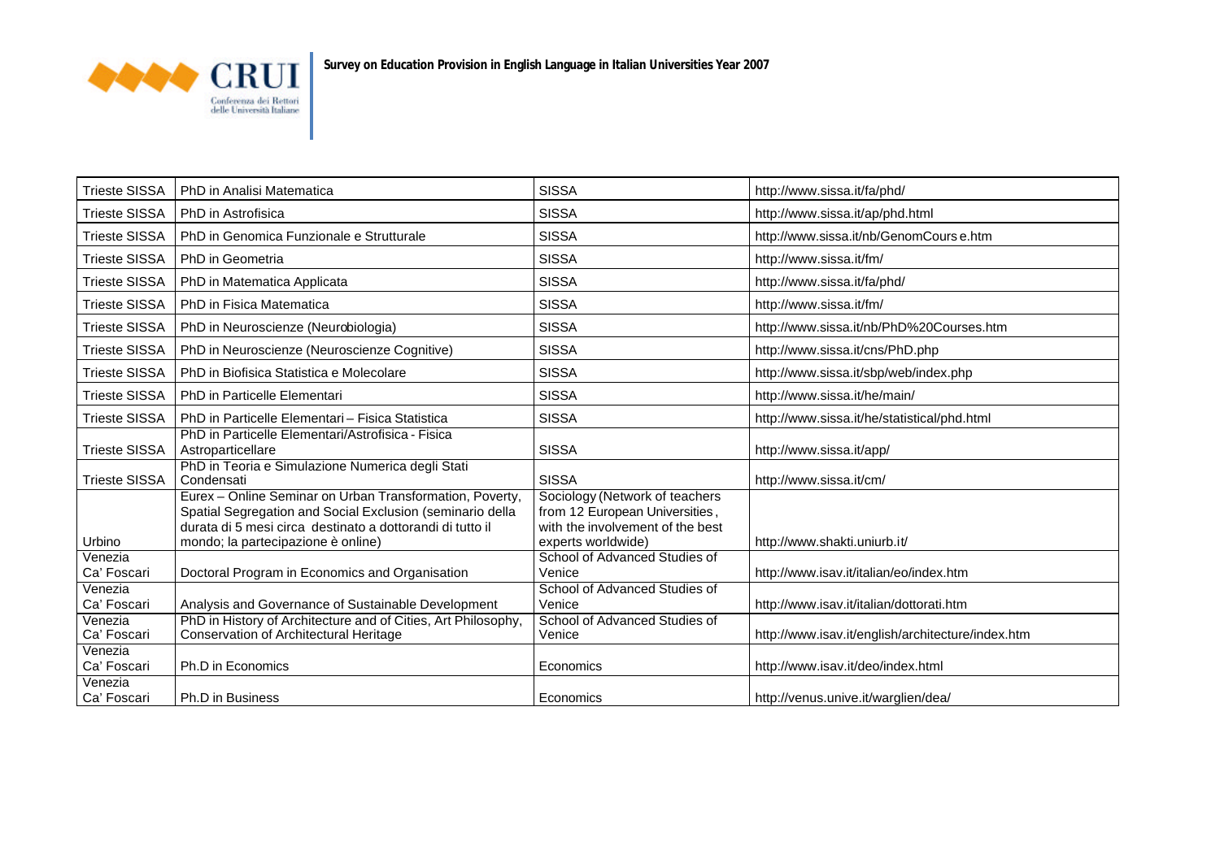| Trieste SISSA | PhD in Analisi Matematica | SISSA | http://www.sissa.it/fa/phd/ |
|---|---|---|---|
| Trieste SISSA | PhD in Astrofisica | SISSA | http://www.sissa.it/ap/phd.html |
| Trieste SISSA | PhD in Genomica Funzionale e Strutturale | SISSA | http://www.sissa.it/nb/GenomCours e.htm |
| Trieste SISSA | PhD in Geometria | SISSA | http://www.sissa.it/fm/ |
| Trieste SISSA | PhD in Matematica Applicata | SISSA | http://www.sissa.it/fa/phd/ |
| Trieste SISSA | PhD in Fisica Matematica | SISSA | http://www.sissa.it/fm/ |
| Trieste SISSA | PhD in Neuroscienze (Neurobiologia) | SISSA | http://www.sissa.it/nb/PhD%20Courses.htm |
| Trieste SISSA | PhD in Neuroscienze (Neuroscienze Cognitive) | SISSA | http://www.sissa.it/cns/PhD.php |
| Trieste SISSA | PhD in Biofisica Statistica e Molecolare | SISSA | http://www.sissa.it/sbp/web/index.php |
| Trieste SISSA | PhD in Particelle Elementari | SISSA | http://www.sissa.it/he/main/ |
| Trieste SISSA | PhD in Particelle Elementari – Fisica Statistica | SISSA | http://www.sissa.it/he/statistical/phd.html |
| Trieste SISSA | PhD in Particelle Elementari/Astrofisica - Fisica Astroparticellare | SISSA | http://www.sissa.it/app/ |
| Trieste SISSA | PhD in Teoria e Simulazione Numerica degli Stati Condensati | SISSA | http://www.sissa.it/cm/ |
| Urbino | Eurex – Online Seminar on Urban Transformation, Poverty, Spatial Segregation and Social Exclusion (seminario della durata di 5 mesi circa destinato a dottorandi di tutto il mondo; la partecipazione è online) | Sociology (Network of teachers from 12 European Universities, with the involvement of the best experts worldwide) | http://www.shakti.uniurb.it/ |
| Venezia Ca' Foscari | Doctoral Program in Economics and Organisation | School of Advanced Studies of Venice | http://www.isav.it/italian/eo/index.htm |
| Venezia Ca' Foscari | Analysis and Governance of Sustainable Development | School of Advanced Studies of Venice | http://www.isav.it/italian/dottorati.htm |
| Venezia Ca' Foscari | PhD in History of Architecture and of Cities, Art Philosophy, Conservation of Architectural Heritage | School of Advanced Studies of Venice | http://www.isav.it/english/architecture/index.htm |
| Venezia Ca' Foscari | Ph.D in Economics | Economics | http://www.isav.it/deo/index.html |
| Venezia Ca' Foscari | Ph.D in Business | Economics | http://venus.unive.it/warglien/dea/ |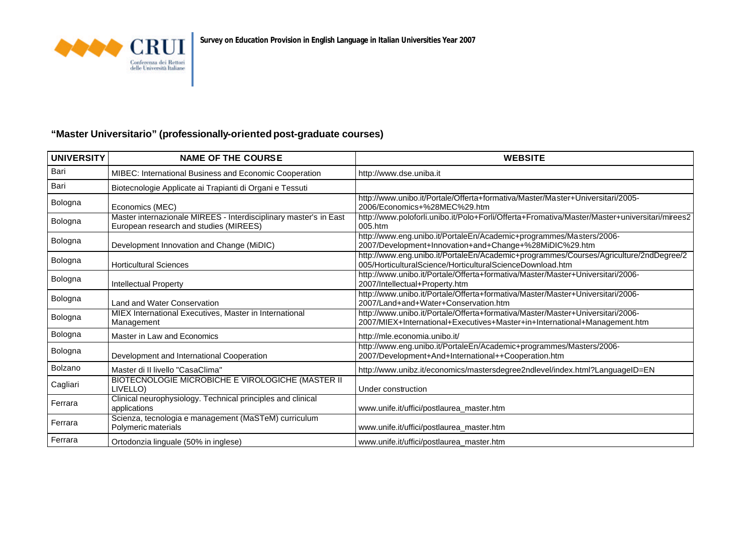## "Master Universitario" (professionally-oriented post-graduate courses)

| UNIVERSITY | NAME OF THE COURSE | WEBSITE |
|---|---|---|
| Bari | MIBEC: International Business and Economic Cooperation | http://www.dse.uniba.it |
| Bari | Biotecnologie Applicate ai Trapianti di Organi e Tessuti | |
| Bologna | Economics (MEC) | http://www.unibo.it/Portale/Offerta+formativa/Master/Master+Universitari/2005-2006/Economics+%28MEC%29.htm |
| Bologna | Master internazionale MIREES - Interdisciplinary master's in East European research and studies (MIREES) | http://www.poloforli.unibo.it/Polo+Forli/Offerta+Fromativa/Master/Master+universitari/mirees2005.htm |
| Bologna | Development Innovation and Change (MiDIC) | http://www.eng.unibo.it/PortaleEn/Academic+programmes/Masters/2006-2007/Development+Innovation+and+Change+%28MiDIC%29.htm |
| Bologna | Horticultural Sciences | http://www.eng.unibo.it/PortaleEn/Academic+programmes/Courses/Agriculture/2ndDegree/2005/HorticulturalScience/HorticulturalScienceDownload.htm |
| Bologna | Intellectual Property | http://www.unibo.it/Portale/Offerta+formativa/Master/Master+Universitari/2006-2007/Intellectual+Property.htm |
| Bologna | Land and Water Conservation | http://www.unibo.it/Portale/Offerta+formativa/Master/Master+Universitari/2006-2007/Land+and+Water+Conservation.htm |
| Bologna | MIEX International Executives, Master in International Management | http://www.unibo.it/Portale/Offerta+formativa/Master/Master+Universitari/2006-2007/MIEX+International+Executives+Master+in+International+Management.htm |
| Bologna | Master in Law and Economics | http://mle.economia.unibo.it/ |
| Bologna | Development and International Cooperation | http://www.eng.unibo.it/PortaleEn/Academic+programmes/Masters/2006-2007/Development+And+International++Cooperation.htm |
| Bolzano | Master di II livello "CasaClima" | http://www.unibz.it/economics/mastersdegree2ndlevel/index.html?LanguageID=EN |
| Cagliari | BIOTECNOLOGIE MICROBICHE E VIROLOGICHE (MASTER II LIVELLO) | Under construction |
| Ferrara | Clinical neurophysiology. Technical principles and clinical applications | www.unife.it/uffici/postlaurea_master.htm |
| Ferrara | Scienza, tecnologia e management (MaSTeM) curriculum Polymeric materials | www.unife.it/uffici/postlaurea_master.htm |
| Ferrara | Ortodonzia linguale (50% in inglese) | www.unife.it/uffici/postlaurea_master.htm |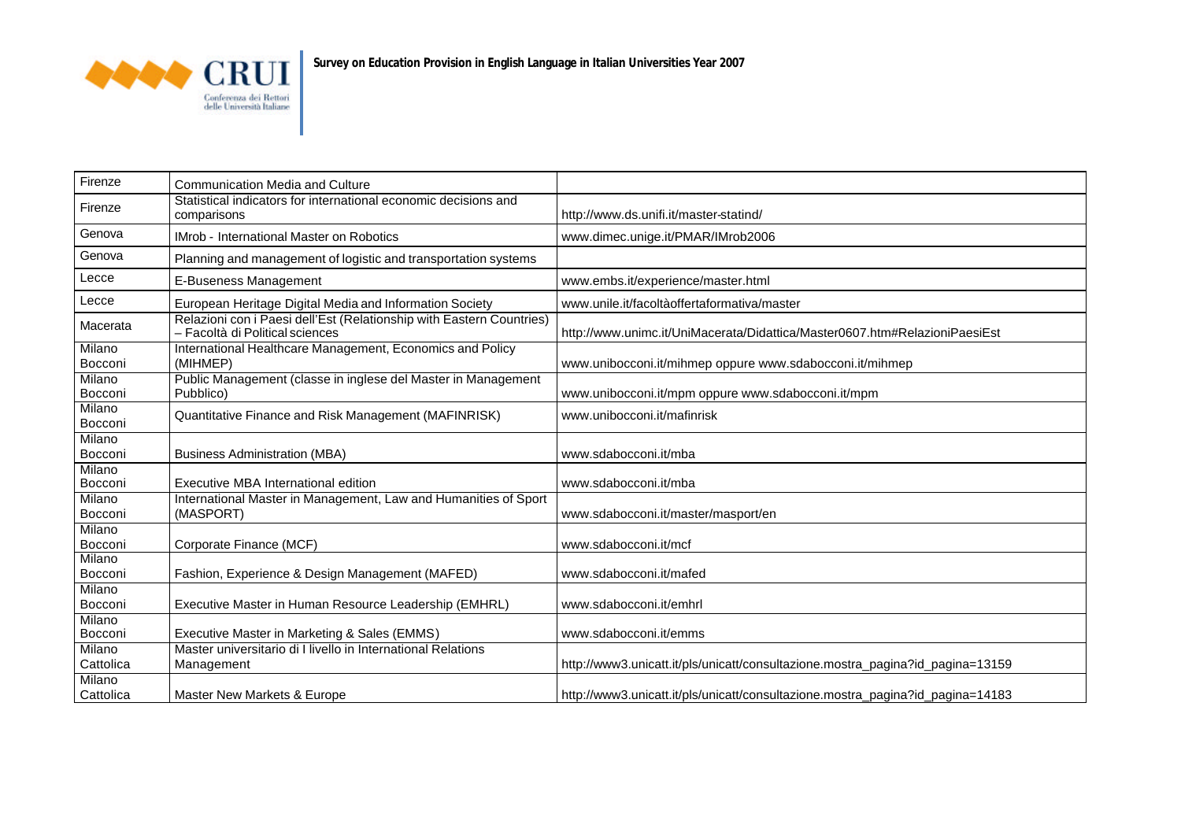| Firenze | Communication Media and Culture | |
|---|---|---|
| Firenze | Statistical indicators for international economic decisions and comparisons | http://www.ds.unifi.it/master-statind/ |
| Genova | IMrob - International Master on Robotics | www.dimec.unige.it/PMAR/IMrob2006 |
| Genova | Planning and management of logistic and transportation systems | |
| Lecce | E-Buseness Management | www.embs.it/experience/master.html |
| Lecce | European Heritage Digital Media and Information Society | www.unile.it/facoltàoffertaformativa/master |
| Macerata | Relazioni con i Paesi dell'Est (Relationship with Eastern Countries) – Facoltà di Political sciences | http://www.unimc.it/UniMacerata/Didattica/Master0607.htm#RelazioniPaesiEst |
| Milano Bocconi | International Healthcare Management, Economics and Policy (MIHMEP) | www.unibocconi.it/mihmep oppure www.sdabocconi.it/mihmep |
| Milano Bocconi | Public Management (classe in inglese del Master in Management Pubblico) | www.unibocconi.it/mpm oppure www.sdabocconi.it/mpm |
| Milano Bocconi | Quantitative Finance and Risk Management (MAFINRISK) | www.unibocconi.it/mafinrisk |
| Milano Bocconi | Business Administration (MBA) | www.sdabocconi.it/mba |
| Milano Bocconi | Executive MBA International edition | www.sdabocconi.it/mba |
| Milano Bocconi | International Master in Management, Law and Humanities of Sport (MASPORT) | www.sdabocconi.it/master/masport/en |
| Milano Bocconi | Corporate Finance (MCF) | www.sdabocconi.it/mcf |
| Milano Bocconi | Fashion, Experience & Design Management (MAFED) | www.sdabocconi.it/mafed |
| Milano Bocconi | Executive Master in Human Resource Leadership (EMHRL) | www.sdabocconi.it/emhrl |
| Milano Bocconi | Executive Master in Marketing & Sales (EMMS) | www.sdabocconi.it/emms |
| Milano Cattolica | Master universitario di I livello in International Relations Management | http://www3.unicatt.it/pls/unicatt/consultazione.mostra_pagina?id_pagina=13159 |
| Milano Cattolica | Master New Markets & Europe | http://www3.unicatt.it/pls/unicatt/consultazione.mostra_pagina?id_pagina=14183 |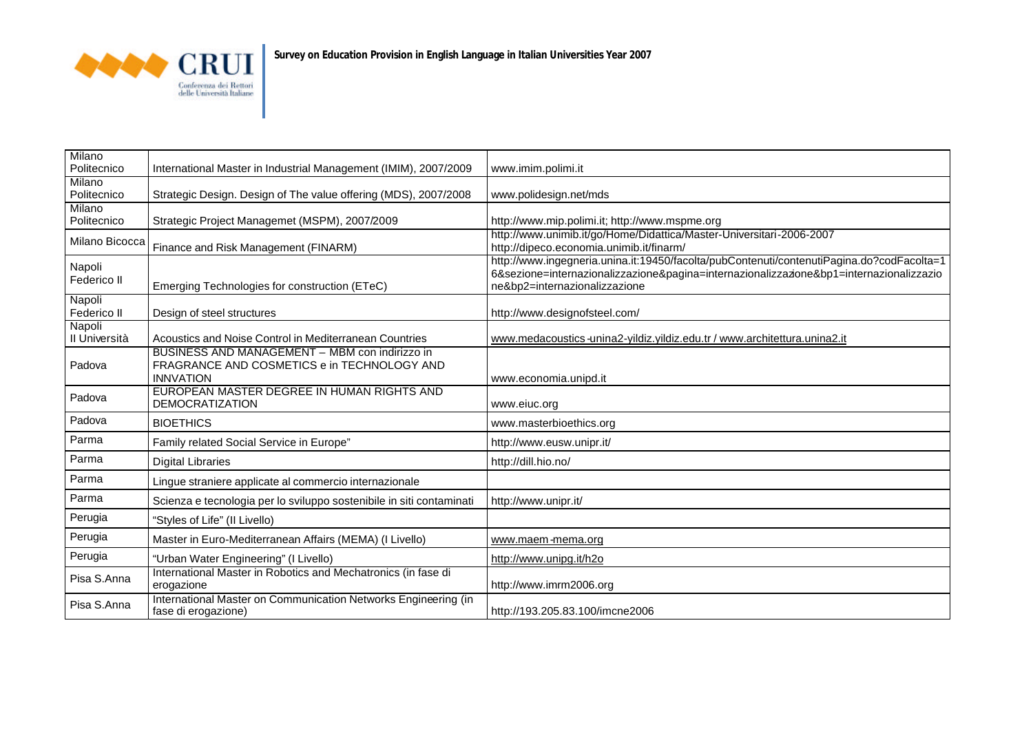| Milano Politecnico | International Master in Industrial Management (IMIM), 2007/2009 | www.imim.polimi.it |
|---|---|---|
| Milano Politecnico | Strategic Design. Design of The value offering (MDS), 2007/2008 | www.polidesign.net/mds |
| Milano Politecnico | Strategic Project Managemet (MSPM), 2007/2009 | http://www.mip.polimi.it; http://www.mspme.org |
| Milano Bicocca | Finance and Risk Management (FINARM) | http://www.unimib.it/go/Home/Didattica/Master-Universitari-2006-2007 http://dipeco.economia.unimib.it/finarm/ |
| Napoli Federico II | Emerging Technologies for construction (ETeC) | http://www.ingegneria.unina.it:19450/facolta/pubContenuti/contenutiPagina.do?codFacolta=16&sezione=internazionalizzazione&pagina=internazionalizzazione&bp1=internazionalizzazione&bp2=internazionalizzazione |
| Napoli Federico II | Design of steel structures | http://www.designofsteel.com/ |
| Napoli II Università | Acoustics and Noise Control in Mediterranean Countries | www.medacoustics-unina2-yildiz.yildiz.edu.tr / www.architettura.unina2.it |
| Padova | BUSINESS AND MANAGEMENT – MBM con indirizzo in FRAGRANCE AND COSMETICS e in TECHNOLOGY AND INNVATION | www.economia.unipd.it |
| Padova | EUROPEAN MASTER DEGREE IN HUMAN RIGHTS AND DEMOCRATIZATION | www.eiuc.org |
| Padova | BIOETHICS | www.masterbioethics.org |
| Parma | Family related Social Service in Europe" | http://www.eusw.unipr.it/ |
| Parma | Digital Libraries | http://dill.hio.no/ |
| Parma | Lingue straniere applicate al commercio internazionale | |
| Parma | Scienza e tecnologia per lo sviluppo sostenibile in siti contaminati | http://www.unipr.it/ |
| Perugia | "Styles of Life" (II Livello) | |
| Perugia | Master in Euro-Mediterranean Affairs (MEMA) (I Livello) | www.maem-mema.org |
| Perugia | "Urban Water Engineering" (I Livello) | http://www.unipg.it/h2o |
| Pisa S.Anna | International Master in Robotics and Mechatronics (in fase di erogazione | http://www.imrm2006.org |
| Pisa S.Anna | International Master on Communication Networks Engineering (in fase di erogazione) | http://193.205.83.100/imcne2006 |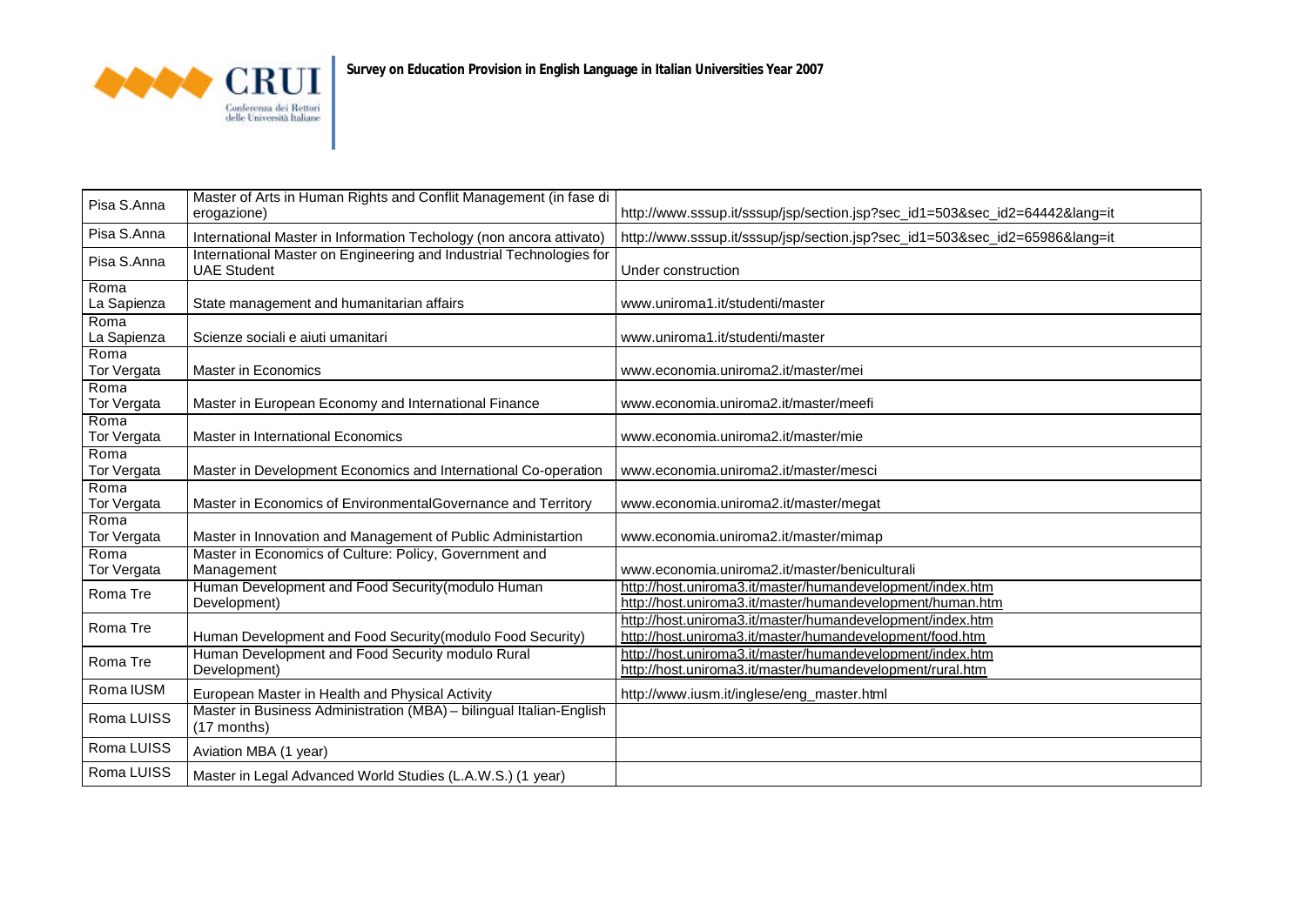| Pisa S.Anna | Master of Arts in Human Rights and Conflit Management (in fase di erogazione) | http://www.sssup.it/sssup/jsp/section.jsp?sec_id1=503&sec_id2=64442&lang=it |
|---|---|---|
| Pisa S.Anna | International Master in Information Techology (non ancora attivato) | http://www.sssup.it/sssup/jsp/section.jsp?sec_id1=503&sec_id2=65986&lang=it |
| Pisa S.Anna | International Master on Engineering and Industrial Technologies for UAE Student | Under construction |
| Roma La Sapienza | State management and humanitarian affairs | www.uniroma1.it/studenti/master |
| Roma La Sapienza | Scienze sociali e aiuti umanitari | www.uniroma1.it/studenti/master |
| Roma Tor Vergata | Master in Economics | www.economia.uniroma2.it/master/mei |
| Roma Tor Vergata | Master in European Economy and International Finance | www.economia.uniroma2.it/master/meefi |
| Roma Tor Vergata | Master in International Economics | www.economia.uniroma2.it/master/mie |
| Roma Tor Vergata | Master in Development Economics and International Co-operation | www.economia.uniroma2.it/master/mesci |
| Roma Tor Vergata | Master in Economics of EnvironmentalGovernance and Territory | www.economia.uniroma2.it/master/megat |
| Roma Tor Vergata | Master in Innovation and Management of Public Administartion | www.economia.uniroma2.it/master/mimap |
| Roma Tor Vergata | Master in Economics of Culture: Policy, Government and Management | www.economia.uniroma2.it/master/beniculturali |
| Roma Tre | Human Development and Food Security(modulo Human Development) | http://host.uniroma3.it/master/humandevelopment/index.htm http://host.uniroma3.it/master/humandevelopment/human.htm |
| Roma Tre | Human Development and Food Security(modulo Food Security) | http://host.uniroma3.it/master/humandevelopment/index.htm http://host.uniroma3.it/master/humandevelopment/food.htm |
| Roma Tre | Human Development and Food Security modulo Rural Development) | http://host.uniroma3.it/master/humandevelopment/index.htm http://host.uniroma3.it/master/humandevelopment/rural.htm |
| Roma IUSM | European Master in Health and Physical Activity | http://www.iusm.it/inglese/eng_master.html |
| Roma LUISS | Master in Business Administration (MBA) – bilingual Italian-English (17 months) | |
| Roma LUISS | Aviation MBA (1 year) | |
| Roma LUISS | Master in Legal Advanced World Studies (L.A.W.S.) (1 year) | |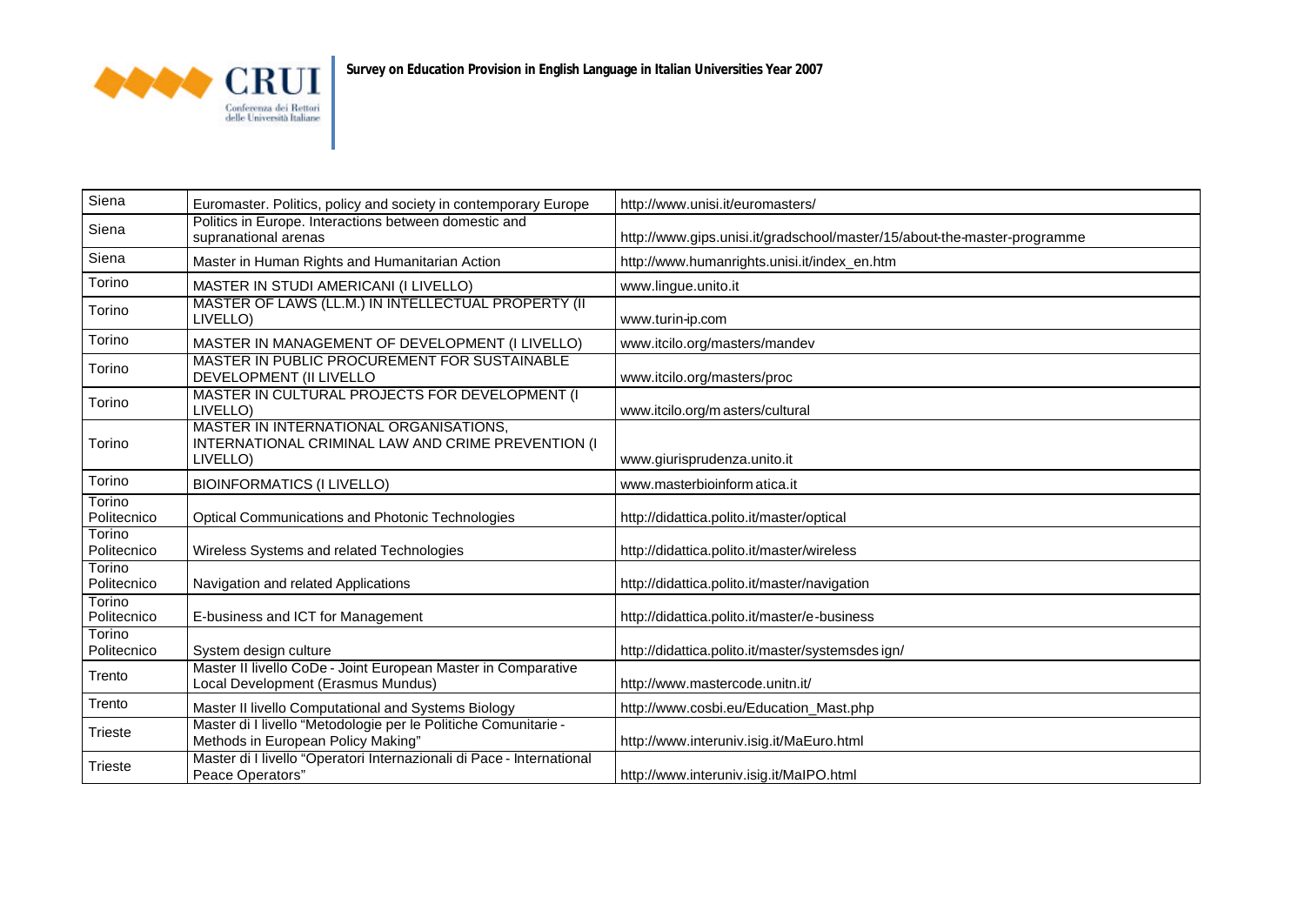| Siena | Euromaster. Politics, policy and society in contemporary Europe | http://www.unisi.it/euromasters/ |
|---|---|---|
| Siena | Politics in Europe. Interactions between domestic and supranational arenas | http://www.gips.unisi.it/gradschool/master/15/about-the-master-programme |
| Siena | Master in Human Rights and Humanitarian Action | http://www.humanrights.unisi.it/index_en.htm |
| Torino | MASTER IN STUDI AMERICANI (I LIVELLO) | www.lingue.unito.it |
| Torino | MASTER OF LAWS (LL.M.) IN INTELLECTUAL PROPERTY (II LIVELLO) | www.turin-ip.com |
| Torino | MASTER IN MANAGEMENT OF DEVELOPMENT (I LIVELLO) | www.itcilo.org/masters/mandev |
| Torino | MASTER IN PUBLIC PROCUREMENT FOR SUSTAINABLE DEVELOPMENT (II LIVELLO | www.itcilo.org/masters/proc |
| Torino | MASTER IN CULTURAL PROJECTS FOR DEVELOPMENT (I LIVELLO) | www.itcilo.org/m asters/cultural |
| Torino | MASTER IN INTERNATIONAL ORGANISATIONS, INTERNATIONAL CRIMINAL LAW AND CRIME PREVENTION (I LIVELLO) | www.giurisprudenza.unito.it |
| Torino | BIOINFORMATICS (I LIVELLO) | www.masterbioinform atica.it |
| Torino Politecnico | Optical Communications and Photonic Technologies | http://didattica.polito.it/master/optical |
| Torino Politecnico | Wireless Systems and related Technologies | http://didattica.polito.it/master/wireless |
| Torino Politecnico | Navigation and related Applications | http://didattica.polito.it/master/navigation |
| Torino Politecnico | E-business and ICT for Management | http://didattica.polito.it/master/e-business |
| Torino Politecnico | System design culture | http://didattica.polito.it/master/systemsdes ign/ |
| Trento | Master II livello CoDe - Joint European Master in Comparative Local Development (Erasmus Mundus) | http://www.mastercode.unitn.it/ |
| Trento | Master II livello Computational and Systems Biology | http://www.cosbi.eu/Education_Mast.php |
| Trieste | Master di I livello "Metodologie per le Politiche Comunitarie - Methods in European Policy Making" | http://www.interuniv.isig.it/MaEuro.html |
| Trieste | Master di I livello "Operatori Internazionali di Pace - International Peace Operators" | http://www.interuniv.isig.it/MaIPO.html |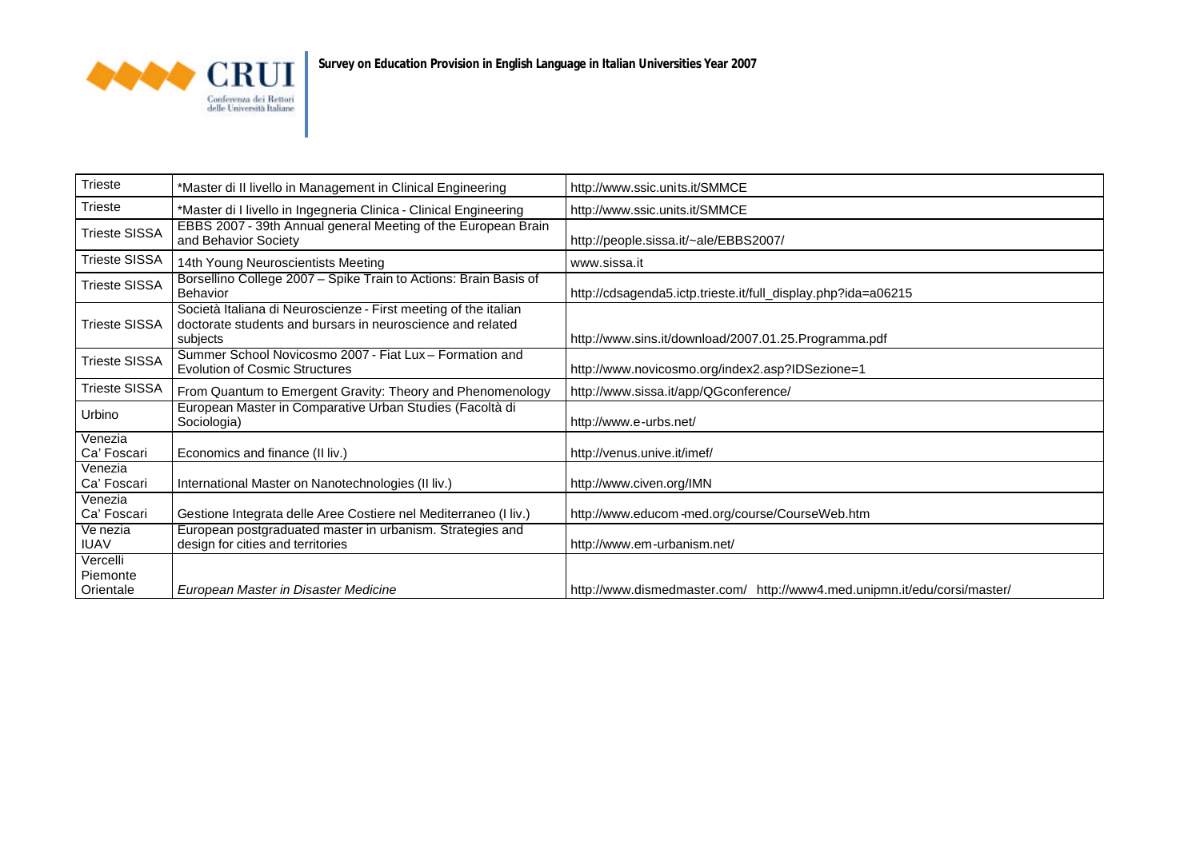| Trieste | *Master di II livello in Management in Clinical Engineering | http://www.ssic.units.it/SMMCE |
|---|---|---|
| Trieste | *Master di I livello in Ingegneria Clinica - Clinical Engineering | http://www.ssic.units.it/SMMCE |
| Trieste SISSA | EBBS 2007 - 39th Annual general Meeting of the European Brain and Behavior Society | http://people.sissa.it/~ale/EBBS2007/ |
| Trieste SISSA | 14th Young Neuroscientists Meeting | www.sissa.it |
| Trieste SISSA | Borsellino College 2007 – Spike Train to Actions: Brain Basis of Behavior | http://cdsagenda5.ictp.trieste.it/full_display.php?ida=a06215 |
| Trieste SISSA | Società Italiana di Neuroscienze - First meeting of the italian doctorate students and bursars in neuroscience and related subjects | http://www.sins.it/download/2007.01.25.Programma.pdf |
| Trieste SISSA | Summer School Novicosmo 2007 - Fiat Lux – Formation and Evolution of Cosmic Structures | http://www.novicosmo.org/index2.asp?IDSezione=1 |
| Trieste SISSA | From Quantum to Emergent Gravity: Theory and Phenomenology | http://www.sissa.it/app/QGconference/ |
| Urbino | European Master in Comparative Urban Studies (Facoltà di Sociologia) | http://www.e-urbs.net/ |
| Venezia Ca' Foscari | Economics and finance (II liv.) | http://venus.unive.it/imef/ |
| Venezia Ca' Foscari | International Master on Nanotechnologies (II liv.) | http://www.civen.org/IMN |
| Venezia Ca' Foscari | Gestione Integrata delle Aree Costiere nel Mediterraneo (I liv.) | http://www.educom-med.org/course/CourseWeb.htm |
| Venezia IUAV | European postgraduated master in urbanism. Strategies and design for cities and territories | http://www.em-urbanism.net/ |
| Vercelli Piemonte Orientale | *European Master in Disaster Medicine* | http://www.dismedmaster.com/ http://www4.med.unipmn.it/edu/corsi/master/ |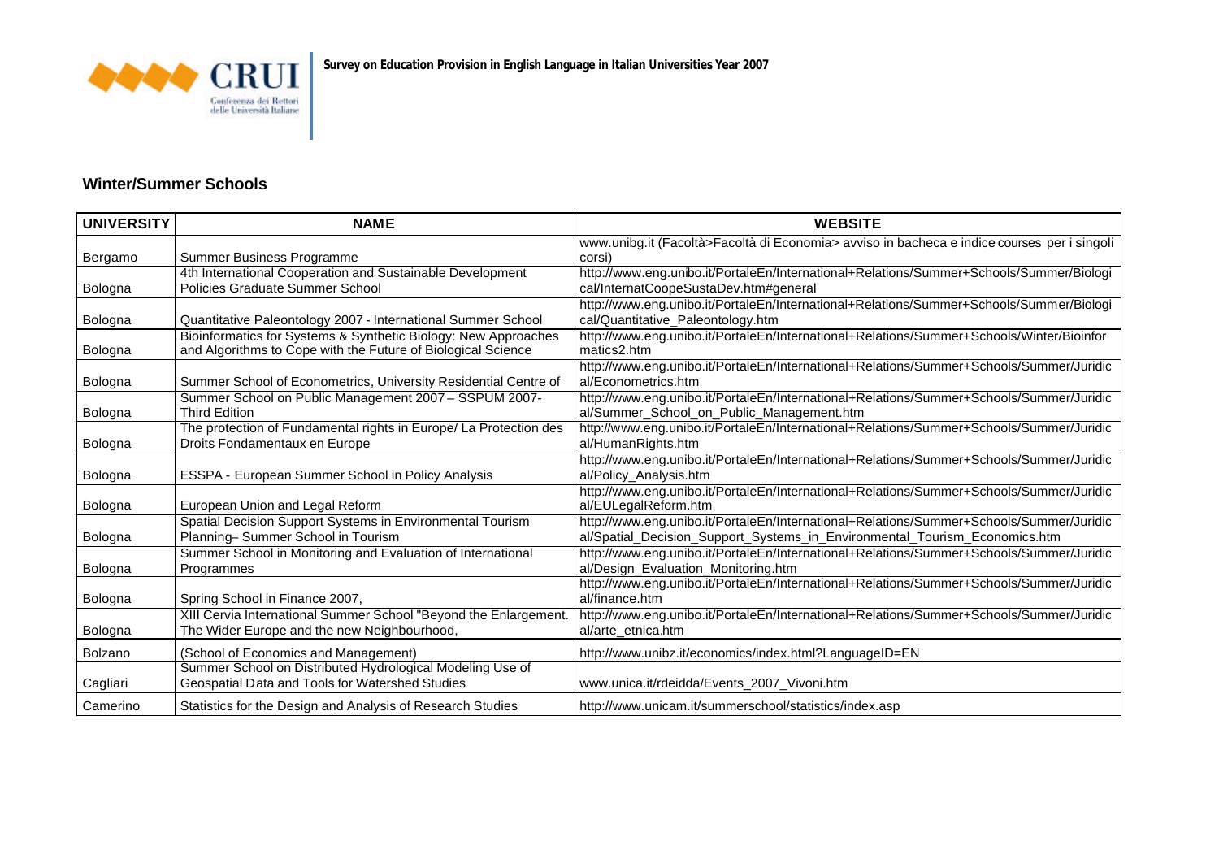## Winter/Summer Schools

| UNIVERSITY | NAME | WEBSITE |
|---|---|---|
| Bergamo | Summer Business Programme | www.unibg.it (Facoltà>Facoltà di Economia> avviso in bacheca e indice courses per i singoli corsi) |
| Bologna | 4th International Cooperation and Sustainable Development Policies Graduate Summer School | http://www.eng.unibo.it/PortaleEn/International+Relations/Summer+Schools/Summer/Biological/InternatCoopeSustaDev.htm#general |
| Bologna | Quantitative Paleontology 2007 - International Summer School | http://www.eng.unibo.it/PortaleEn/International+Relations/Summer+Schools/Summer/Biological/Quantitative_Paleontology.htm |
| Bologna | Bioinformatics for Systems & Synthetic Biology: New Approaches and Algorithms to Cope with the Future of Biological Science | http://www.eng.unibo.it/PortaleEn/International+Relations/Summer+Schools/Winter/Bioinformatics2.htm |
| Bologna | Summer School of Econometrics, University Residential Centre of | http://www.eng.unibo.it/PortaleEn/International+Relations/Summer+Schools/Summer/Juridical/Econometrics.htm |
| Bologna | Summer School on Public Management 2007 – SSPUM 2007- Third Edition | http://www.eng.unibo.it/PortaleEn/International+Relations/Summer+Schools/Summer/Juridical/Summer_School_on_Public_Management.htm |
| Bologna | The protection of Fundamental rights in Europe/ La Protection des Droits Fondamentaux en Europe | http://www.eng.unibo.it/PortaleEn/International+Relations/Summer+Schools/Summer/Juridical/HumanRights.htm |
| Bologna | ESSPA - European Summer School in Policy Analysis | http://www.eng.unibo.it/PortaleEn/International+Relations/Summer+Schools/Summer/Juridical/Policy_Analysis.htm |
| Bologna | European Union and Legal Reform | http://www.eng.unibo.it/PortaleEn/International+Relations/Summer+Schools/Summer/Juridical/EULegalReform.htm |
| Bologna | Spatial Decision Support Systems in Environmental Tourism Planning– Summer School in Tourism | http://www.eng.unibo.it/PortaleEn/International+Relations/Summer+Schools/Summer/Juridical/Spatial_Decision_Support_Systems_in_Environmental_Tourism_Economics.htm |
| Bologna | Summer School in Monitoring and Evaluation of International Programmes | http://www.eng.unibo.it/PortaleEn/International+Relations/Summer+Schools/Summer/Juridical/Design_Evaluation_Monitoring.htm |
| Bologna | Spring School in Finance 2007, | http://www.eng.unibo.it/PortaleEn/International+Relations/Summer+Schools/Summer/Juridical/finance.htm |
| Bologna | XIII Cervia International Summer School "Beyond the Enlargement. The Wider Europe and the new Neighbourhood, | http://www.eng.unibo.it/PortaleEn/International+Relations/Summer+Schools/Summer/Juridical/arte_etnica.htm |
| Bolzano | (School of Economics and Management) | http://www.unibz.it/economics/index.html?LanguageID=EN |
| Cagliari | Summer School on Distributed Hydrological Modeling Use of Geospatial Data and Tools for Watershed Studies | www.unica.it/rdeidda/Events_2007_Vivoni.htm |
| Camerino | Statistics for the Design and Analysis of Research Studies | http://www.unicam.it/summerschool/statistics/index.asp |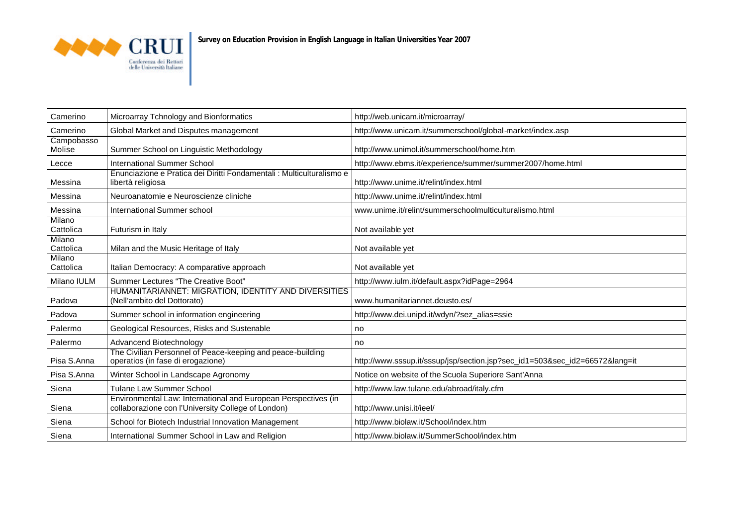| Camerino | Microarray Tchnology and Bionformatics | http://web.unicam.it/microarray/ |
|---|---|---|
| Camerino | Global Market and Disputes management | http://www.unicam.it/summerschool/global-market/index.asp |
| Campobasso Molise | Summer School on Linguistic Methodology | http://www.unimol.it/summerschool/home.htm |
| Lecce | International Summer School | http://www.ebms.it/experience/summer/summer2007/home.html |
| Messina | Enunciazione e Pratica dei Diritti Fondamentali : Multiculturalismo e libertà religiosa | http://www.unime.it/relint/index.html |
| Messina | Neuroanatomie e Neuroscienze cliniche | http://www.unime.it/relint/index.html |
| Messina | International Summer school | www.unime.it/relint/summerschoolmulticulturalismo.html |
| Milano Cattolica | Futurism in Italy | Not available yet |
| Milano Cattolica | Milan and the Music Heritage of Italy | Not available yet |
| Milano Cattolica | Italian Democracy: A comparative approach | Not available yet |
| Milano IULM | Summer Lectures "The Creative Boot" | http://www.iulm.it/default.aspx?idPage=2964 |
| Padova | HUMANITARIANNET: MIGRATION, IDENTITY AND DIVERSITIES (Nell'ambito del Dottorato) | www.humanitariannet.deusto.es/ |
| Padova | Summer school in information engineering | http://www.dei.unipd.it/wdyn/?sez_alias=ssie |
| Palermo | Geological Resources, Risks and Sustenable | no |
| Palermo | Advancend Biotechnology | no |
| Pisa S.Anna | The Civilian Personnel of Peace-keeping and peace-building operatios (in fase di erogazione) | http://www.sssup.it/sssup/jsp/section.jsp?sec_id1=503&sec_id2=66572&lang=it |
| Pisa S.Anna | Winter School in Landscape Agronomy | Notice on website of the Scuola Superiore Sant'Anna |
| Siena | Tulane Law Summer School | http://www.law.tulane.edu/abroad/italy.cfm |
| Siena | Environmental Law: International and European Perspectives (in collaborazione con l'University College of London) | http://www.unisi.it/ieel/ |
| Siena | School for Biotech Industrial Innovation Management | http://www.biolaw.it/School/index.htm |
| Siena | International Summer School in Law and Religion | http://www.biolaw.it/SummerSchool/index.htm |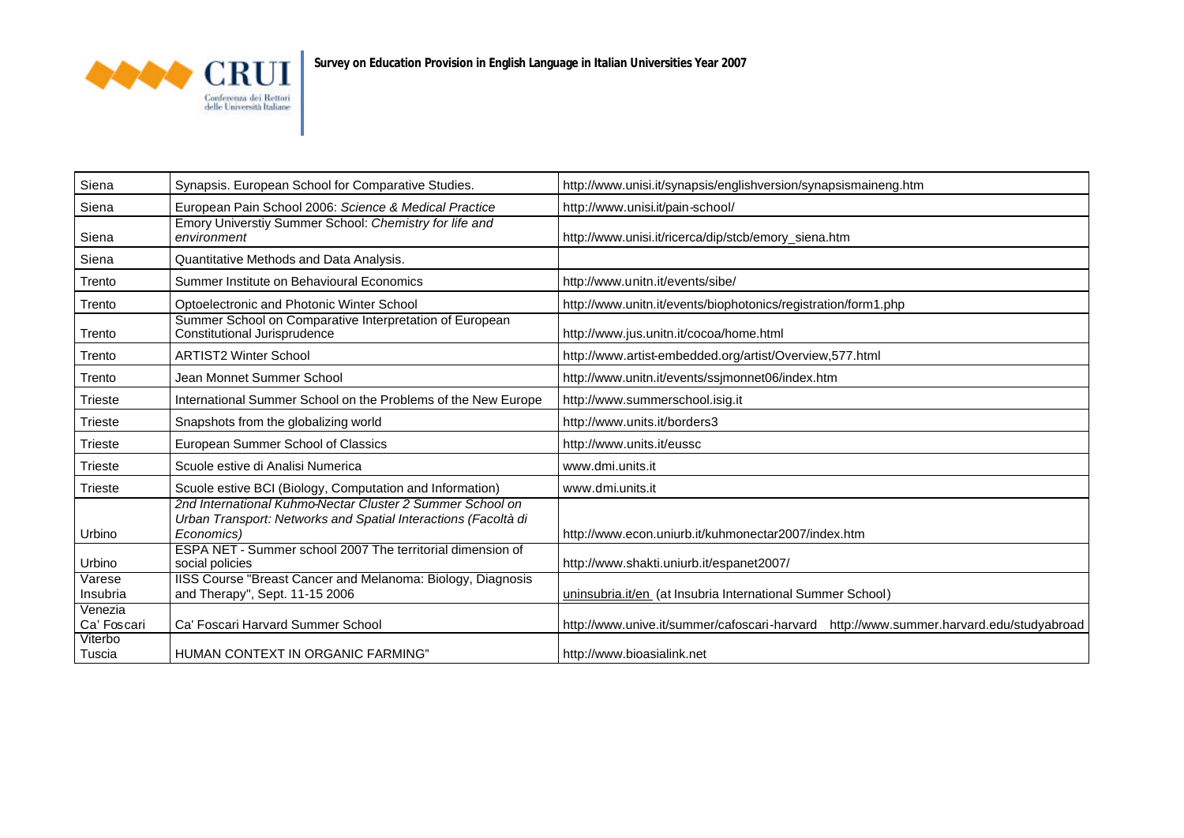**Survey on Education Provision in English Language in Italian Universities Year 2007**

| | | |
|---|---|---|
| Siena | Synapsis. European School for Comparative Studies. | http://www.unisi.it/synapsis/englishversion/synapsismaineng.htm |
| Siena | European Pain School 2006: *Science & Medical Practice* | http://www.unisi.it/pain-school/ |
| Siena | Emory Universtiy Summer School: *Chemistry for life and environment* | http://www.unisi.it/ricerca/dip/stcb/emory_siena.htm |
| Siena | Quantitative Methods and Data Analysis. | |
| Trento | Summer Institute on Behavioural Economics | http://www.unitn.it/events/sibe/ |
| Trento | Optoelectronic and Photonic Winter School | http://www.unitn.it/events/biophotonics/registration/form1.php |
| Trento | Summer School on Comparative Interpretation of European Constitutional Jurisprudence | http://www.jus.unitn.it/cocoa/home.html |
| Trento | ARTIST2 Winter School | http://www.artist-embedded.org/artist/Overview,577.html |
| Trento | Jean Monnet Summer School | http://www.unitn.it/events/ssjmonnet06/index.htm |
| Trieste | International Summer School on the Problems of the New Europe | http://www.summerschool.isig.it |
| Trieste | Snapshots from the globalizing world | http://www.units.it/borders3 |
| Trieste | European Summer School of Classics | http://www.units.it/eussc |
| Trieste | Scuole estive di Analisi Numerica | www.dmi.units.it |
| Trieste | Scuole estive BCI (Biology, Computation and Information) | www.dmi.units.it |
| Urbino | *2nd International Kuhmo-Nectar Cluster 2 Summer School on Urban Transport: Networks and Spatial Interactions (Facoltà di Economics)* | http://www.econ.uniurb.it/kuhmonectar2007/index.htm |
| Urbino | ESPA NET - Summer school 2007 The territorial dimension of social policies | http://www.shakti.uniurb.it/espanet2007/ |
| Varese Insubria | IISS Course "Breast Cancer and Melanoma: Biology, Diagnosis and Therapy", Sept. 11-15 2006 | uninsubria.it/en (at Insubria International Summer School) |
| Venezia Ca' Foscari | Ca' Foscari Harvard Summer School | http://www.unive.it/summer/cafoscari-harvard http://www.summer.harvard.edu/studyabroad |
| Viterbo Tuscia | HUMAN CONTEXT IN ORGANIC FARMING" | http://www.bioasialink.net |